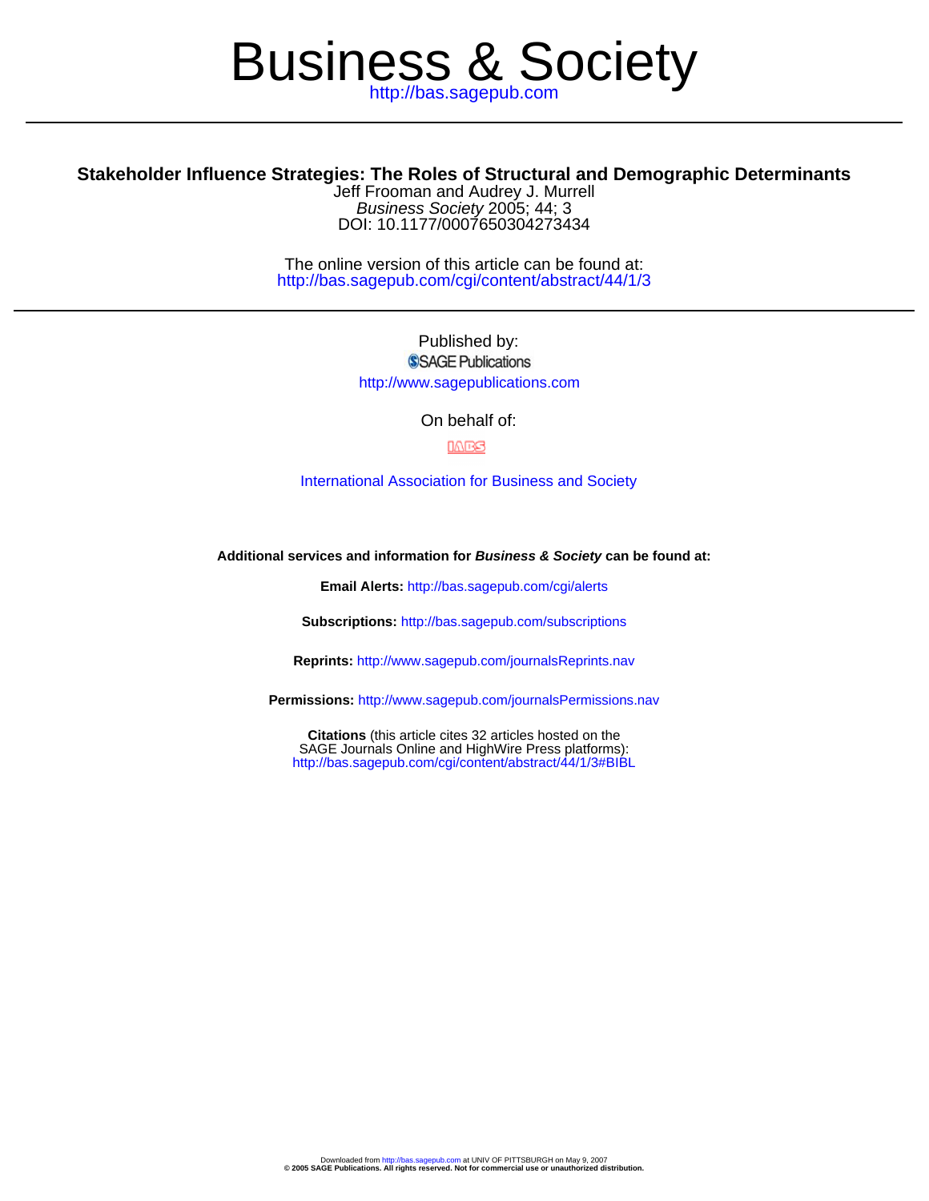# Business & Society

http://bas.sagepub.com

---

**Stakeholder Influence Strategies: The Roles of Structural and Demographic Determinants**

Jeff Frooman and Audrey J. Murrell

*Business Society* 2005; 44; 3

DOI: 10.1177/0007650304273434

The online version of this article can be found at:
http://bas.sagepub.com/cgi/content/abstract/44/1/3

---

Published by:

SAGE Publications

http://www.sagepublications.com

On behalf of:

IABS

International Association for Business and Society

**Additional services and information for *Business & Society* can be found at:**

**Email Alerts:** http://bas.sagepub.com/cgi/alerts

**Subscriptions:** http://bas.sagepub.com/subscriptions

**Reprints:** http://www.sagepub.com/journalsReprints.nav

**Permissions:** http://www.sagepub.com/journalsPermissions.nav

**Citations** (this article cites 32 articles hosted on the SAGE Journals Online and HighWire Press platforms):
http://bas.sagepub.com/cgi/content/abstract/44/1/3#BIBL

Downloaded from http://bas.sagepub.com at UNIV OF PITTSBURGH on May 9, 2007

**© 2005 SAGE Publications. All rights reserved. Not for commercial use or unauthorized distribution.**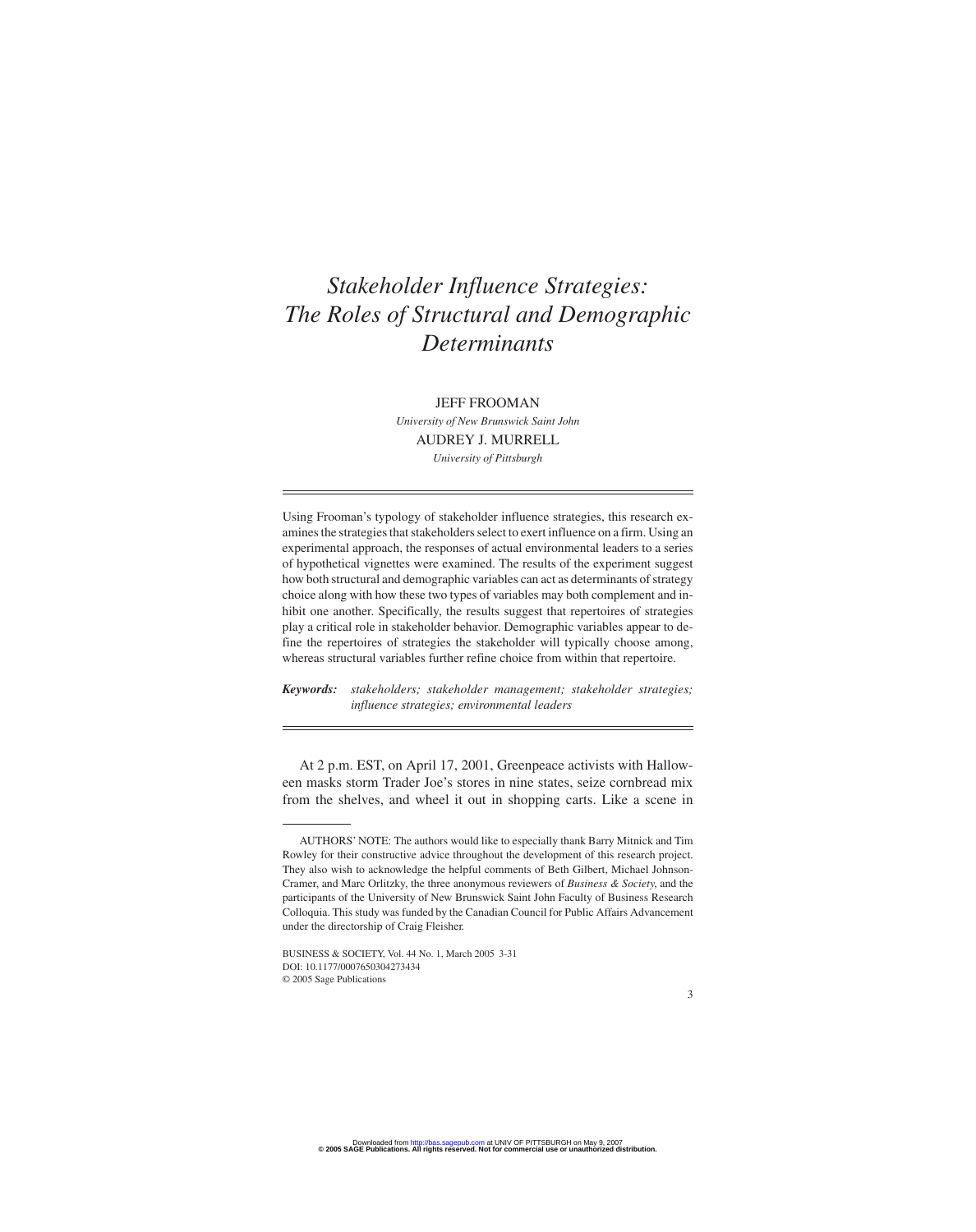# *Stakeholder Influence Strategies: The Roles of Structural and Demographic Determinants*

JEFF FROOMAN
*University of New Brunswick Saint John*

AUDREY J. MURRELL
*University of Pittsburgh*

---

Using Frooman's typology of stakeholder influence strategies, this research examines the strategies that stakeholders select to exert influence on a firm. Using an experimental approach, the responses of actual environmental leaders to a series of hypothetical vignettes were examined. The results of the experiment suggest how both structural and demographic variables can act as determinants of strategy choice along with how these two types of variables may both complement and inhibit one another. Specifically, the results suggest that repertoires of strategies play a critical role in stakeholder behavior. Demographic variables appear to define the repertoires of strategies the stakeholder will typically choose among, whereas structural variables further refine choice from within that repertoire.

***Keywords:*** *stakeholders; stakeholder management; stakeholder strategies; influence strategies; environmental leaders*

---

At 2 p.m. EST, on April 17, 2001, Greenpeace activists with Halloween masks storm Trader Joe's stores in nine states, seize cornbread mix from the shelves, and wheel it out in shopping carts. Like a scene in

AUTHORS' NOTE: The authors would like to especially thank Barry Mitnick and Tim Rowley for their constructive advice throughout the development of this research project. They also wish to acknowledge the helpful comments of Beth Gilbert, Michael Johnson-Cramer, and Marc Orlitzky, the three anonymous reviewers of *Business & Society*, and the participants of the University of New Brunswick Saint John Faculty of Business Research Colloquia. This study was funded by the Canadian Council for Public Affairs Advancement under the directorship of Craig Fleisher.

BUSINESS & SOCIETY, Vol. 44 No. 1, March 2005 3-31
DOI: 10.1177/0007650304273434
© 2005 Sage Publications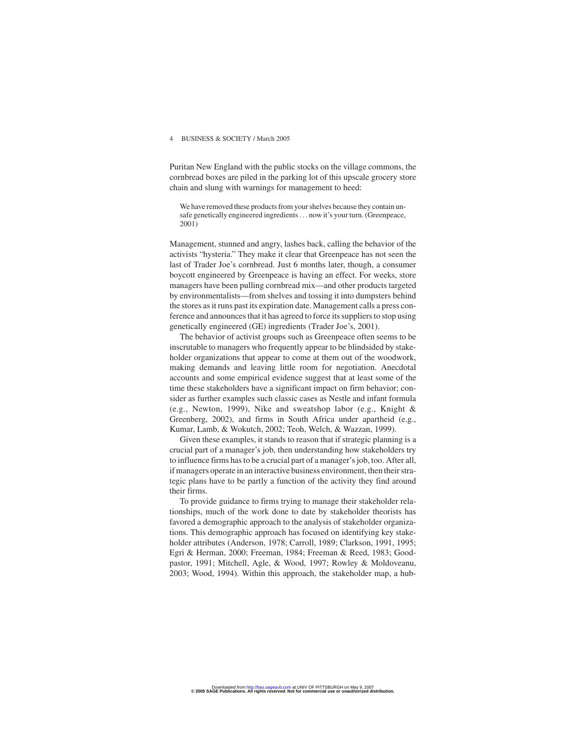Puritan New England with the public stocks on the village commons, the cornbread boxes are piled in the parking lot of this upscale grocery store chain and slung with warnings for management to heed:

> We have removed these products from your shelves because they contain unsafe genetically engineered ingredients . . . now it's your turn. (Greenpeace, 2001)

Management, stunned and angry, lashes back, calling the behavior of the activists "hysteria." They make it clear that Greenpeace has not seen the last of Trader Joe's cornbread. Just 6 months later, though, a consumer boycott engineered by Greenpeace is having an effect. For weeks, store managers have been pulling cornbread mix—and other products targeted by environmentalists—from shelves and tossing it into dumpsters behind the stores as it runs past its expiration date. Management calls a press conference and announces that it has agreed to force its suppliers to stop using genetically engineered (GE) ingredients (Trader Joe's, 2001).

The behavior of activist groups such as Greenpeace often seems to be inscrutable to managers who frequently appear to be blindsided by stakeholder organizations that appear to come at them out of the woodwork, making demands and leaving little room for negotiation. Anecdotal accounts and some empirical evidence suggest that at least some of the time these stakeholders have a significant impact on firm behavior; consider as further examples such classic cases as Nestle and infant formula (e.g., Newton, 1999), Nike and sweatshop labor (e.g., Knight & Greenberg, 2002), and firms in South Africa under apartheid (e.g., Kumar, Lamb, & Wokutch, 2002; Teoh, Welch, & Wazzan, 1999).

Given these examples, it stands to reason that if strategic planning is a crucial part of a manager's job, then understanding how stakeholders try to influence firms has to be a crucial part of a manager's job, too. After all, if managers operate in an interactive business environment, then their strategic plans have to be partly a function of the activity they find around their firms.

To provide guidance to firms trying to manage their stakeholder relationships, much of the work done to date by stakeholder theorists has favored a demographic approach to the analysis of stakeholder organizations. This demographic approach has focused on identifying key stakeholder attributes (Anderson, 1978; Carroll, 1989; Clarkson, 1991, 1995; Egri & Herman, 2000; Freeman, 1984; Freeman & Reed, 1983; Goodpastor, 1991; Mitchell, Agle, & Wood, 1997; Rowley & Moldoveanu, 2003; Wood, 1994). Within this approach, the stakeholder map, a hub-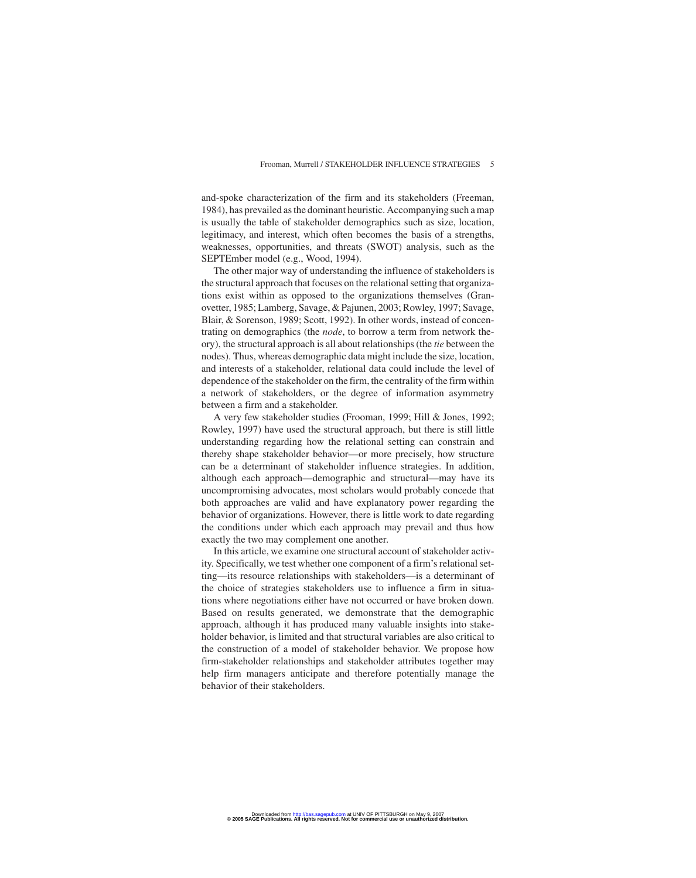and-spoke characterization of the firm and its stakeholders (Freeman, 1984), has prevailed as the dominant heuristic. Accompanying such a map is usually the table of stakeholder demographics such as size, location, legitimacy, and interest, which often becomes the basis of a strengths, weaknesses, opportunities, and threats (SWOT) analysis, such as the SEPTEmber model (e.g., Wood, 1994).

The other major way of understanding the influence of stakeholders is the structural approach that focuses on the relational setting that organizations exist within as opposed to the organizations themselves (Granovetter, 1985; Lamberg, Savage, & Pajunen, 2003; Rowley, 1997; Savage, Blair, & Sorenson, 1989; Scott, 1992). In other words, instead of concentrating on demographics (the *node*, to borrow a term from network theory), the structural approach is all about relationships (the *tie* between the nodes). Thus, whereas demographic data might include the size, location, and interests of a stakeholder, relational data could include the level of dependence of the stakeholder on the firm, the centrality of the firm within a network of stakeholders, or the degree of information asymmetry between a firm and a stakeholder.

A very few stakeholder studies (Frooman, 1999; Hill & Jones, 1992; Rowley, 1997) have used the structural approach, but there is still little understanding regarding how the relational setting can constrain and thereby shape stakeholder behavior—or more precisely, how structure can be a determinant of stakeholder influence strategies. In addition, although each approach—demographic and structural—may have its uncompromising advocates, most scholars would probably concede that both approaches are valid and have explanatory power regarding the behavior of organizations. However, there is little work to date regarding the conditions under which each approach may prevail and thus how exactly the two may complement one another.

In this article, we examine one structural account of stakeholder activity. Specifically, we test whether one component of a firm's relational setting—its resource relationships with stakeholders—is a determinant of the choice of strategies stakeholders use to influence a firm in situations where negotiations either have not occurred or have broken down. Based on results generated, we demonstrate that the demographic approach, although it has produced many valuable insights into stakeholder behavior, is limited and that structural variables are also critical to the construction of a model of stakeholder behavior. We propose how firm-stakeholder relationships and stakeholder attributes together may help firm managers anticipate and therefore potentially manage the behavior of their stakeholders.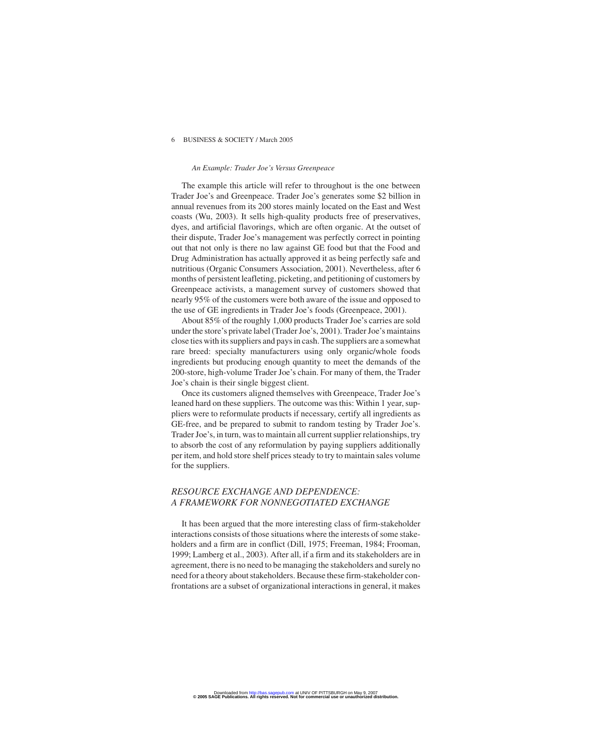*An Example: Trader Joe's Versus Greenpeace*

The example this article will refer to throughout is the one between Trader Joe's and Greenpeace. Trader Joe's generates some $2 billion in annual revenues from its 200 stores mainly located on the East and West coasts (Wu, 2003). It sells high-quality products free of preservatives, dyes, and artificial flavorings, which are often organic. At the outset of their dispute, Trader Joe's management was perfectly correct in pointing out that not only is there no law against GE food but that the Food and Drug Administration has actually approved it as being perfectly safe and nutritious (Organic Consumers Association, 2001). Nevertheless, after 6 months of persistent leafleting, picketing, and petitioning of customers by Greenpeace activists, a management survey of customers showed that nearly 95% of the customers were both aware of the issue and opposed to the use of GE ingredients in Trader Joe's foods (Greenpeace, 2001).

About 85% of the roughly 1,000 products Trader Joe's carries are sold under the store's private label (Trader Joe's, 2001). Trader Joe's maintains close ties with its suppliers and pays in cash. The suppliers are a somewhat rare breed: specialty manufacturers using only organic/whole foods ingredients but producing enough quantity to meet the demands of the 200-store, high-volume Trader Joe's chain. For many of them, the Trader Joe's chain is their single biggest client.

Once its customers aligned themselves with Greenpeace, Trader Joe's leaned hard on these suppliers. The outcome was this: Within 1 year, suppliers were to reformulate products if necessary, certify all ingredients as GE-free, and be prepared to submit to random testing by Trader Joe's. Trader Joe's, in turn, was to maintain all current supplier relationships, try to absorb the cost of any reformulation by paying suppliers additionally per item, and hold store shelf prices steady to try to maintain sales volume for the suppliers.

## *RESOURCE EXCHANGE AND DEPENDENCE: A FRAMEWORK FOR NONNEGOTIATED EXCHANGE*

It has been argued that the more interesting class of firm-stakeholder interactions consists of those situations where the interests of some stakeholders and a firm are in conflict (Dill, 1975; Freeman, 1984; Frooman, 1999; Lamberg et al., 2003). After all, if a firm and its stakeholders are in agreement, there is no need to be managing the stakeholders and surely no need for a theory about stakeholders. Because these firm-stakeholder confrontations are a subset of organizational interactions in general, it makes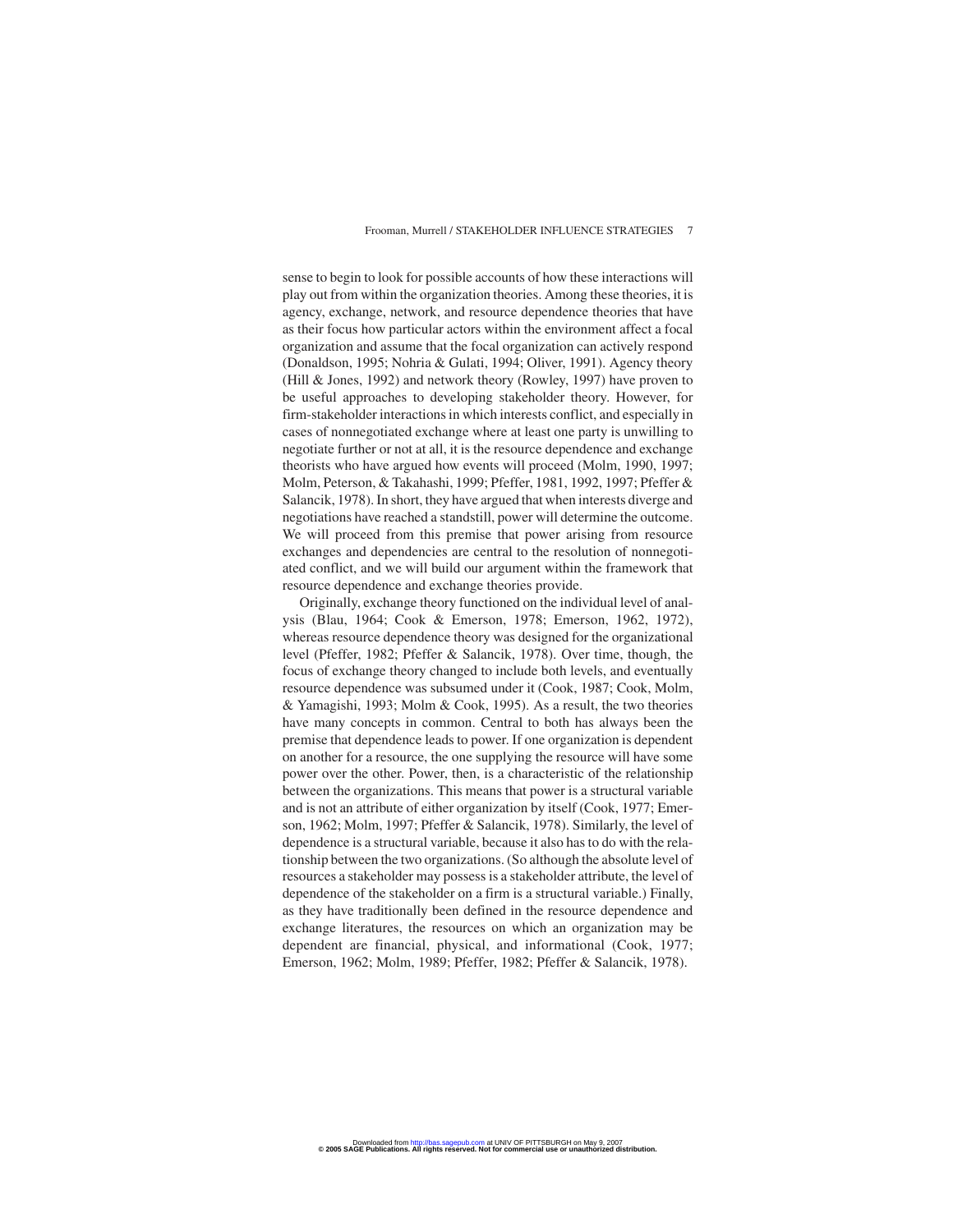sense to begin to look for possible accounts of how these interactions will play out from within the organization theories. Among these theories, it is agency, exchange, network, and resource dependence theories that have as their focus how particular actors within the environment affect a focal organization and assume that the focal organization can actively respond (Donaldson, 1995; Nohria & Gulati, 1994; Oliver, 1991). Agency theory (Hill & Jones, 1992) and network theory (Rowley, 1997) have proven to be useful approaches to developing stakeholder theory. However, for firm-stakeholder interactions in which interests conflict, and especially in cases of nonnegotiated exchange where at least one party is unwilling to negotiate further or not at all, it is the resource dependence and exchange theorists who have argued how events will proceed (Molm, 1990, 1997; Molm, Peterson, & Takahashi, 1999; Pfeffer, 1981, 1992, 1997; Pfeffer & Salancik, 1978). In short, they have argued that when interests diverge and negotiations have reached a standstill, power will determine the outcome. We will proceed from this premise that power arising from resource exchanges and dependencies are central to the resolution of nonnegotiated conflict, and we will build our argument within the framework that resource dependence and exchange theories provide.

Originally, exchange theory functioned on the individual level of analysis (Blau, 1964; Cook & Emerson, 1978; Emerson, 1962, 1972), whereas resource dependence theory was designed for the organizational level (Pfeffer, 1982; Pfeffer & Salancik, 1978). Over time, though, the focus of exchange theory changed to include both levels, and eventually resource dependence was subsumed under it (Cook, 1987; Cook, Molm, & Yamagishi, 1993; Molm & Cook, 1995). As a result, the two theories have many concepts in common. Central to both has always been the premise that dependence leads to power. If one organization is dependent on another for a resource, the one supplying the resource will have some power over the other. Power, then, is a characteristic of the relationship between the organizations. This means that power is a structural variable and is not an attribute of either organization by itself (Cook, 1977; Emerson, 1962; Molm, 1997; Pfeffer & Salancik, 1978). Similarly, the level of dependence is a structural variable, because it also has to do with the relationship between the two organizations. (So although the absolute level of resources a stakeholder may possess is a stakeholder attribute, the level of dependence of the stakeholder on a firm is a structural variable.) Finally, as they have traditionally been defined in the resource dependence and exchange literatures, the resources on which an organization may be dependent are financial, physical, and informational (Cook, 1977; Emerson, 1962; Molm, 1989; Pfeffer, 1982; Pfeffer & Salancik, 1978).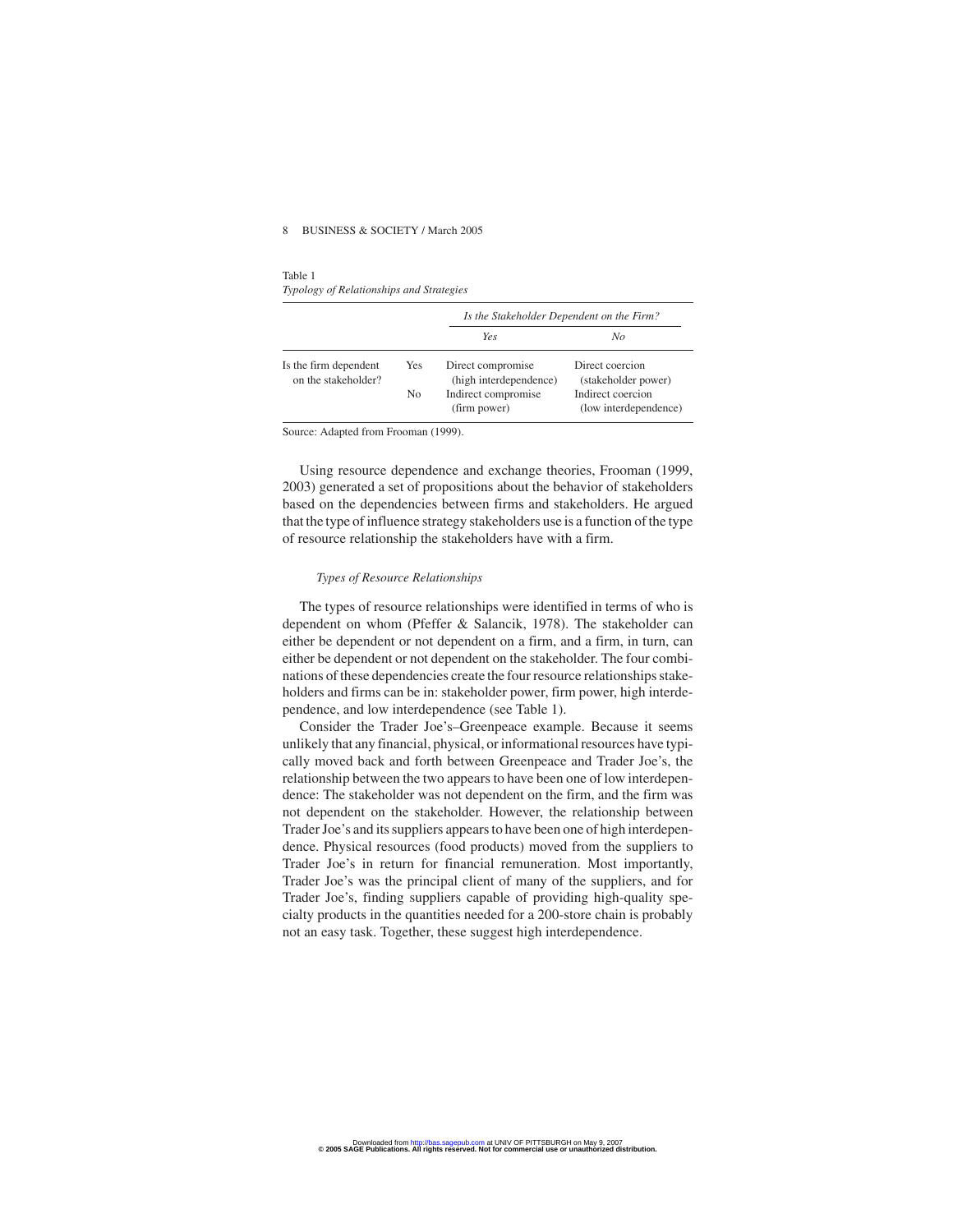Table 1
*Typology of Relationships and Strategies*

| | | *Is the Stakeholder Dependent on the Firm?* | |
|---|---|---|---|
| | | *Yes* | *No* |
| Is the firm dependent on the stakeholder? | Yes | Direct compromise (high interdependence) | Direct coercion (stakeholder power) |
| | No | Indirect compromise (firm power) | Indirect coercion (low interdependence) |

Source: Adapted from Frooman (1999).

Using resource dependence and exchange theories, Frooman (1999, 2003) generated a set of propositions about the behavior of stakeholders based on the dependencies between firms and stakeholders. He argued that the type of influence strategy stakeholders use is a function of the type of resource relationship the stakeholders have with a firm.

### *Types of Resource Relationships*

The types of resource relationships were identified in terms of who is dependent on whom (Pfeffer & Salancik, 1978). The stakeholder can either be dependent or not dependent on a firm, and a firm, in turn, can either be dependent or not dependent on the stakeholder. The four combinations of these dependencies create the four resource relationships stakeholders and firms can be in: stakeholder power, firm power, high interdependence, and low interdependence (see Table 1).

Consider the Trader Joe's–Greenpeace example. Because it seems unlikely that any financial, physical, or informational resources have typically moved back and forth between Greenpeace and Trader Joe's, the relationship between the two appears to have been one of low interdependence: The stakeholder was not dependent on the firm, and the firm was not dependent on the stakeholder. However, the relationship between Trader Joe's and its suppliers appears to have been one of high interdependence. Physical resources (food products) moved from the suppliers to Trader Joe's in return for financial remuneration. Most importantly, Trader Joe's was the principal client of many of the suppliers, and for Trader Joe's, finding suppliers capable of providing high-quality specialty products in the quantities needed for a 200-store chain is probably not an easy task. Together, these suggest high interdependence.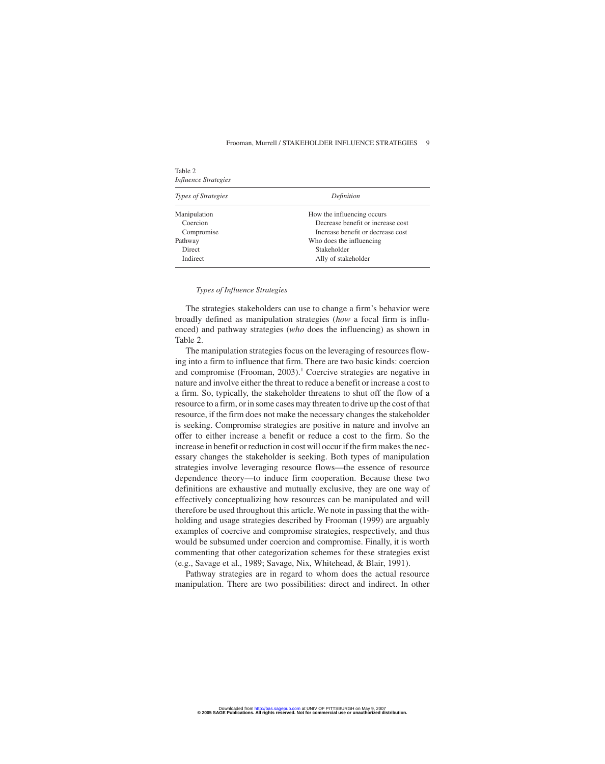Table 2
*Influence Strategies*

| *Types of Strategies* | *Definition* |
|---|---|
| Manipulation | How the influencing occurs |
| Coercion | Decrease benefit or increase cost |
| Compromise | Increase benefit or decrease cost |
| Pathway | Who does the influencing |
| Direct | Stakeholder |
| Indirect | Ally of stakeholder |

### *Types of Influence Strategies*

The strategies stakeholders can use to change a firm's behavior were broadly defined as manipulation strategies (*how* a focal firm is influenced) and pathway strategies (*who* does the influencing) as shown in Table 2.

The manipulation strategies focus on the leveraging of resources flowing into a firm to influence that firm. There are two basic kinds: coercion and compromise (Frooman, 2003).[1] Coercive strategies are negative in nature and involve either the threat to reduce a benefit or increase a cost to a firm. So, typically, the stakeholder threatens to shut off the flow of a resource to a firm, or in some cases may threaten to drive up the cost of that resource, if the firm does not make the necessary changes the stakeholder is seeking. Compromise strategies are positive in nature and involve an offer to either increase a benefit or reduce a cost to the firm. So the increase in benefit or reduction in cost will occur if the firm makes the necessary changes the stakeholder is seeking. Both types of manipulation strategies involve leveraging resource flows—the essence of resource dependence theory—to induce firm cooperation. Because these two definitions are exhaustive and mutually exclusive, they are one way of effectively conceptualizing how resources can be manipulated and will therefore be used throughout this article. We note in passing that the withholding and usage strategies described by Frooman (1999) are arguably examples of coercive and compromise strategies, respectively, and thus would be subsumed under coercion and compromise. Finally, it is worth commenting that other categorization schemes for these strategies exist (e.g., Savage et al., 1989; Savage, Nix, Whitehead, & Blair, 1991).

Pathway strategies are in regard to whom does the actual resource manipulation. There are two possibilities: direct and indirect. In other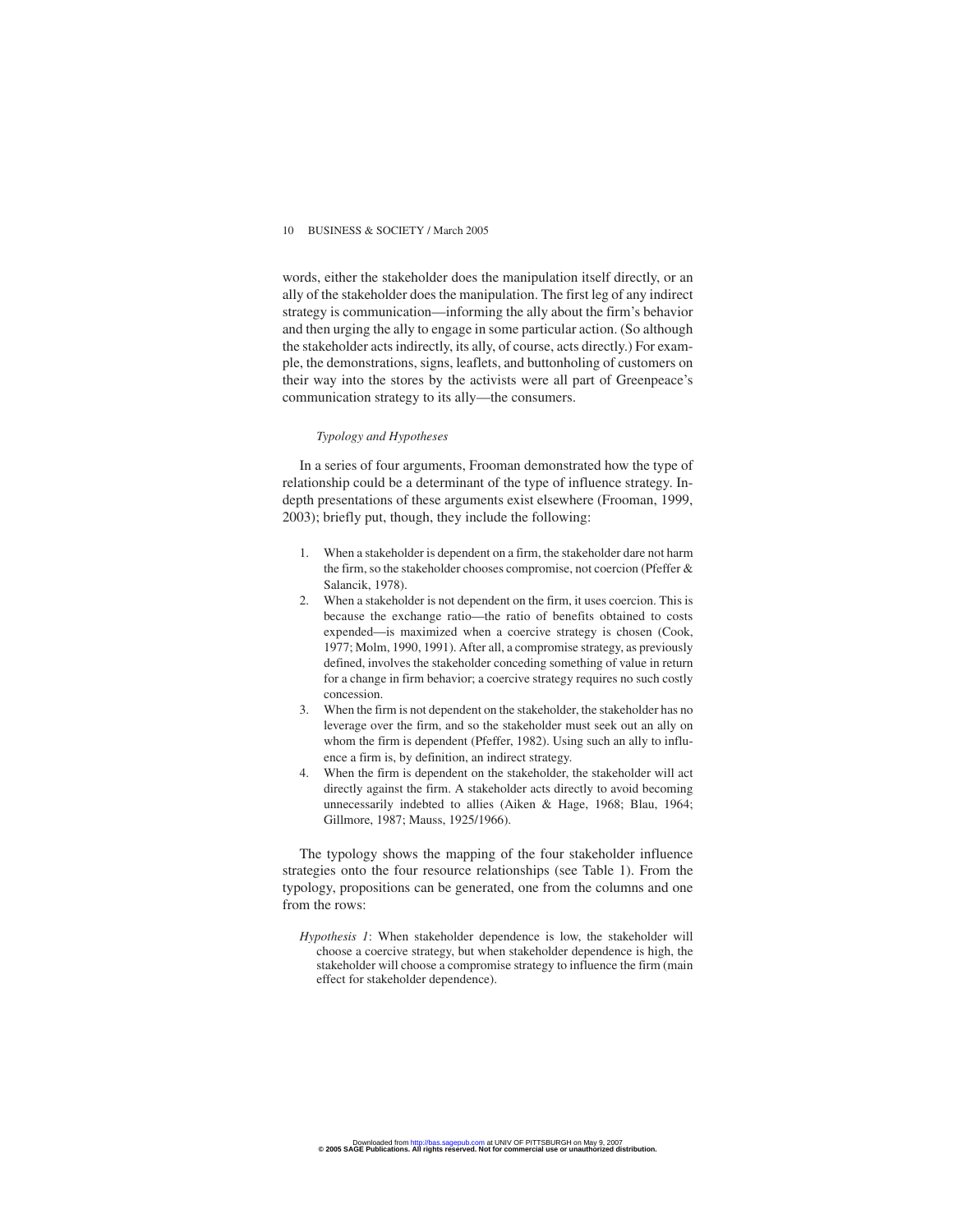words, either the stakeholder does the manipulation itself directly, or an ally of the stakeholder does the manipulation. The first leg of any indirect strategy is communication—informing the ally about the firm's behavior and then urging the ally to engage in some particular action. (So although the stakeholder acts indirectly, its ally, of course, acts directly.) For example, the demonstrations, signs, leaflets, and buttonholing of customers on their way into the stores by the activists were all part of Greenpeace's communication strategy to its ally—the consumers.

### *Typology and Hypotheses*

In a series of four arguments, Frooman demonstrated how the type of relationship could be a determinant of the type of influence strategy. In-depth presentations of these arguments exist elsewhere (Frooman, 1999, 2003); briefly put, though, they include the following:

1. When a stakeholder is dependent on a firm, the stakeholder dare not harm the firm, so the stakeholder chooses compromise, not coercion (Pfeffer & Salancik, 1978).
2. When a stakeholder is not dependent on the firm, it uses coercion. This is because the exchange ratio—the ratio of benefits obtained to costs expended—is maximized when a coercive strategy is chosen (Cook, 1977; Molm, 1990, 1991). After all, a compromise strategy, as previously defined, involves the stakeholder conceding something of value in return for a change in firm behavior; a coercive strategy requires no such costly concession.
3. When the firm is not dependent on the stakeholder, the stakeholder has no leverage over the firm, and so the stakeholder must seek out an ally on whom the firm is dependent (Pfeffer, 1982). Using such an ally to influence a firm is, by definition, an indirect strategy.
4. When the firm is dependent on the stakeholder, the stakeholder will act directly against the firm. A stakeholder acts directly to avoid becoming unnecessarily indebted to allies (Aiken & Hage, 1968; Blau, 1964; Gillmore, 1987; Mauss, 1925/1966).

The typology shows the mapping of the four stakeholder influence strategies onto the four resource relationships (see Table 1). From the typology, propositions can be generated, one from the columns and one from the rows:

*Hypothesis 1*: When stakeholder dependence is low, the stakeholder will choose a coercive strategy, but when stakeholder dependence is high, the stakeholder will choose a compromise strategy to influence the firm (main effect for stakeholder dependence).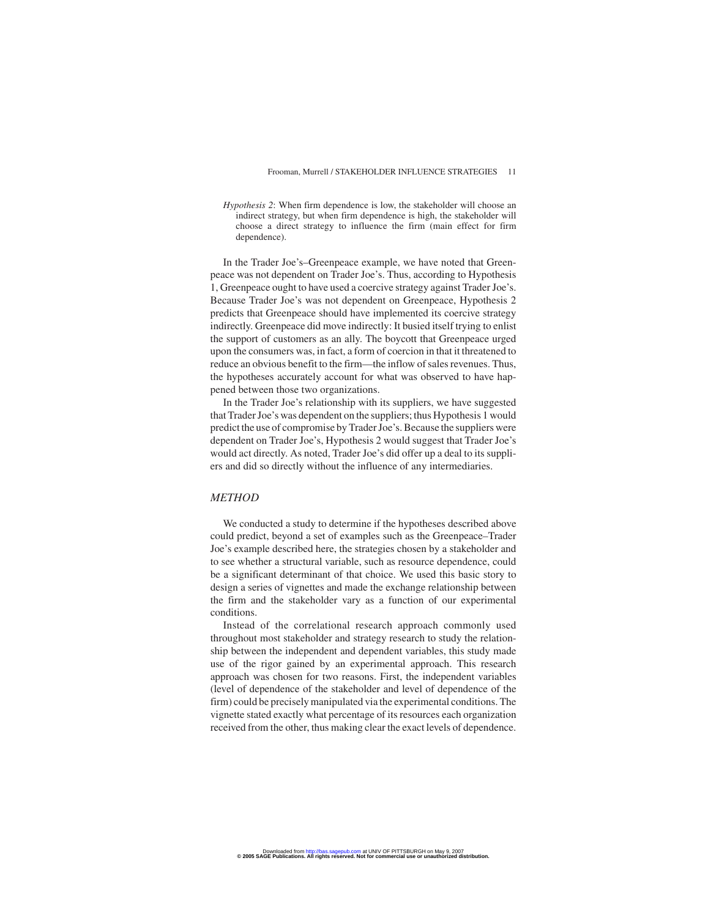*Hypothesis 2*: When firm dependence is low, the stakeholder will choose an indirect strategy, but when firm dependence is high, the stakeholder will choose a direct strategy to influence the firm (main effect for firm dependence).

In the Trader Joe's–Greenpeace example, we have noted that Greenpeace was not dependent on Trader Joe's. Thus, according to Hypothesis 1, Greenpeace ought to have used a coercive strategy against Trader Joe's. Because Trader Joe's was not dependent on Greenpeace, Hypothesis 2 predicts that Greenpeace should have implemented its coercive strategy indirectly. Greenpeace did move indirectly: It busied itself trying to enlist the support of customers as an ally. The boycott that Greenpeace urged upon the consumers was, in fact, a form of coercion in that it threatened to reduce an obvious benefit to the firm—the inflow of sales revenues. Thus, the hypotheses accurately account for what was observed to have happened between those two organizations.

In the Trader Joe's relationship with its suppliers, we have suggested that Trader Joe's was dependent on the suppliers; thus Hypothesis 1 would predict the use of compromise by Trader Joe's. Because the suppliers were dependent on Trader Joe's, Hypothesis 2 would suggest that Trader Joe's would act directly. As noted, Trader Joe's did offer up a deal to its suppliers and did so directly without the influence of any intermediaries.

## *METHOD*

We conducted a study to determine if the hypotheses described above could predict, beyond a set of examples such as the Greenpeace–Trader Joe's example described here, the strategies chosen by a stakeholder and to see whether a structural variable, such as resource dependence, could be a significant determinant of that choice. We used this basic story to design a series of vignettes and made the exchange relationship between the firm and the stakeholder vary as a function of our experimental conditions.

Instead of the correlational research approach commonly used throughout most stakeholder and strategy research to study the relationship between the independent and dependent variables, this study made use of the rigor gained by an experimental approach. This research approach was chosen for two reasons. First, the independent variables (level of dependence of the stakeholder and level of dependence of the firm) could be precisely manipulated via the experimental conditions. The vignette stated exactly what percentage of its resources each organization received from the other, thus making clear the exact levels of dependence.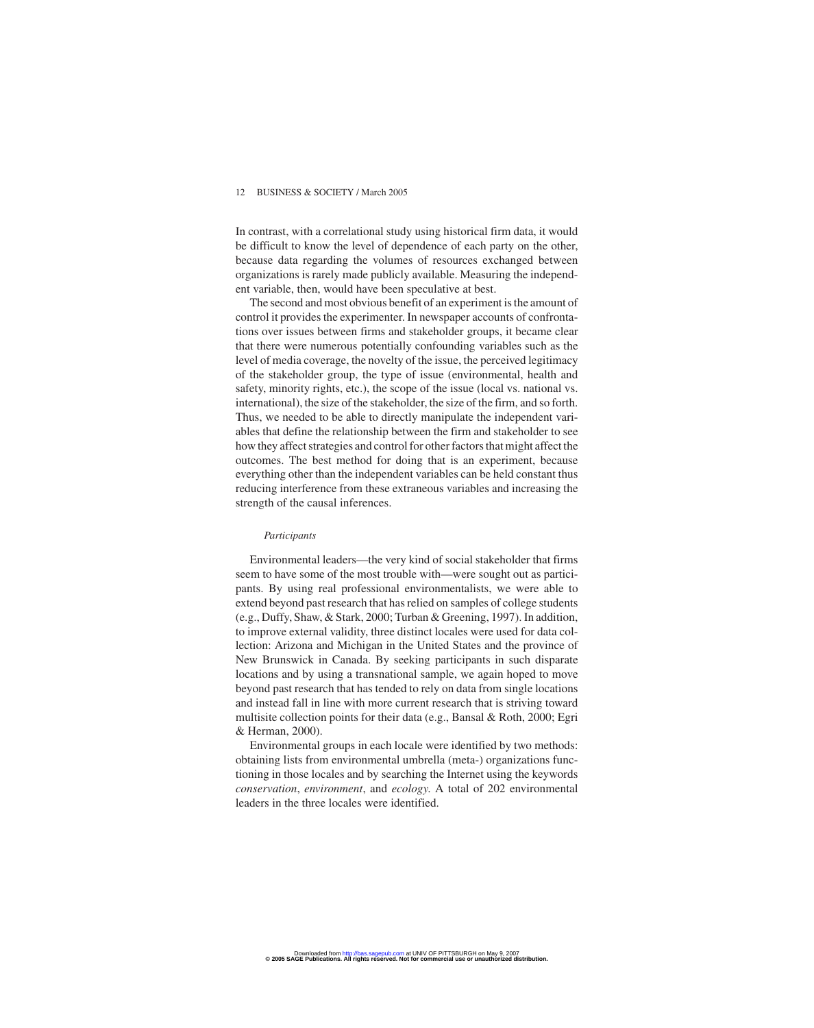In contrast, with a correlational study using historical firm data, it would be difficult to know the level of dependence of each party on the other, because data regarding the volumes of resources exchanged between organizations is rarely made publicly available. Measuring the independent variable, then, would have been speculative at best.

The second and most obvious benefit of an experiment is the amount of control it provides the experimenter. In newspaper accounts of confrontations over issues between firms and stakeholder groups, it became clear that there were numerous potentially confounding variables such as the level of media coverage, the novelty of the issue, the perceived legitimacy of the stakeholder group, the type of issue (environmental, health and safety, minority rights, etc.), the scope of the issue (local vs. national vs. international), the size of the stakeholder, the size of the firm, and so forth. Thus, we needed to be able to directly manipulate the independent variables that define the relationship between the firm and stakeholder to see how they affect strategies and control for other factors that might affect the outcomes. The best method for doing that is an experiment, because everything other than the independent variables can be held constant thus reducing interference from these extraneous variables and increasing the strength of the causal inferences.

*Participants*

Environmental leaders—the very kind of social stakeholder that firms seem to have some of the most trouble with—were sought out as participants. By using real professional environmentalists, we were able to extend beyond past research that has relied on samples of college students (e.g., Duffy, Shaw, & Stark, 2000; Turban & Greening, 1997). In addition, to improve external validity, three distinct locales were used for data collection: Arizona and Michigan in the United States and the province of New Brunswick in Canada. By seeking participants in such disparate locations and by using a transnational sample, we again hoped to move beyond past research that has tended to rely on data from single locations and instead fall in line with more current research that is striving toward multisite collection points for their data (e.g., Bansal & Roth, 2000; Egri & Herman, 2000).

Environmental groups in each locale were identified by two methods: obtaining lists from environmental umbrella (meta-) organizations functioning in those locales and by searching the Internet using the keywords *conservation*, *environment*, and *ecology*. A total of 202 environmental leaders in the three locales were identified.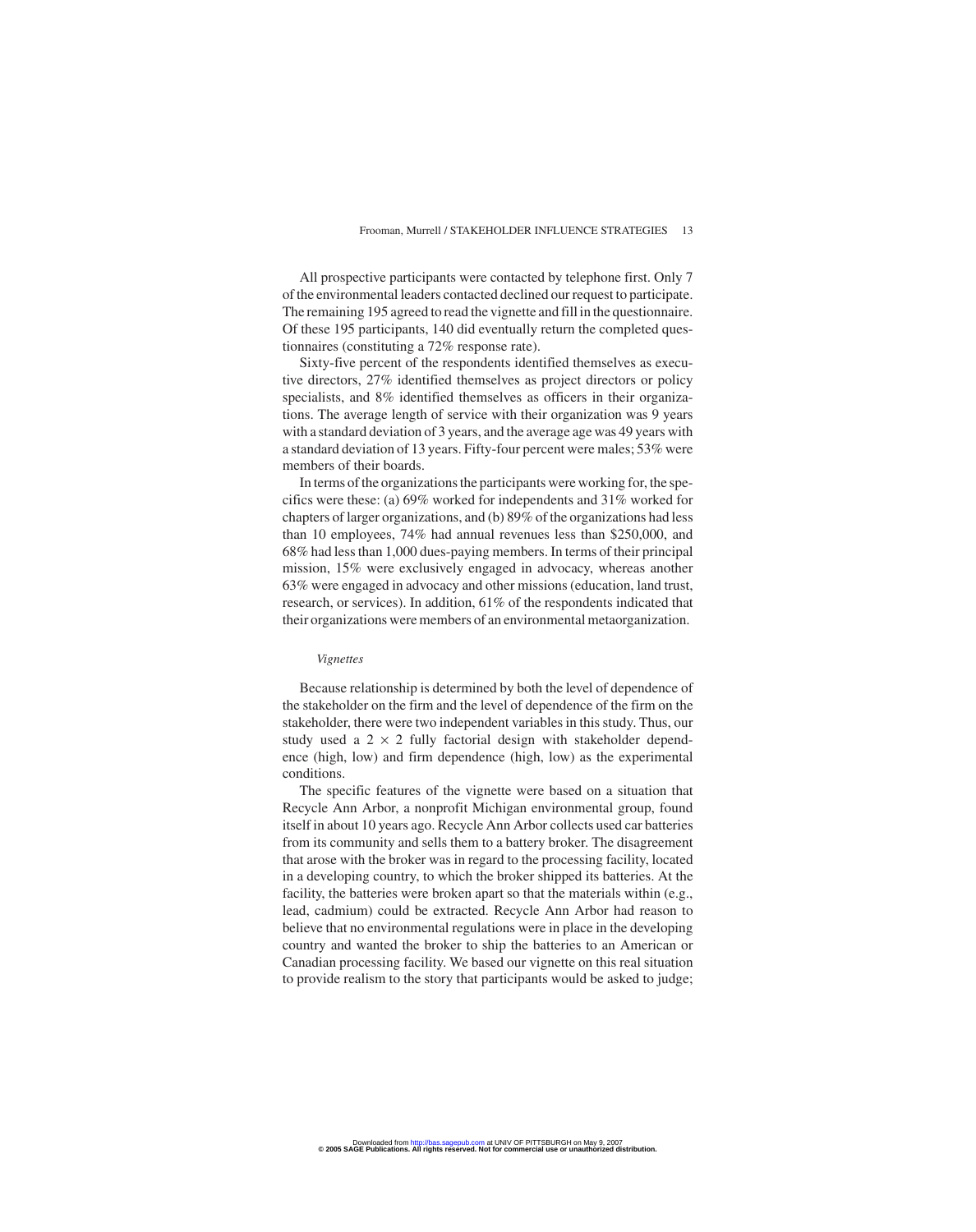All prospective participants were contacted by telephone first. Only 7 of the environmental leaders contacted declined our request to participate. The remaining 195 agreed to read the vignette and fill in the questionnaire. Of these 195 participants, 140 did eventually return the completed questionnaires (constituting a 72% response rate).

Sixty-five percent of the respondents identified themselves as executive directors, 27% identified themselves as project directors or policy specialists, and 8% identified themselves as officers in their organizations. The average length of service with their organization was 9 years with a standard deviation of 3 years, and the average age was 49 years with a standard deviation of 13 years. Fifty-four percent were males; 53% were members of their boards.

In terms of the organizations the participants were working for, the specifics were these: (a) 69% worked for independents and 31% worked for chapters of larger organizations, and (b) 89% of the organizations had less than 10 employees, 74% had annual revenues less than $250,000, and 68% had less than 1,000 dues-paying members. In terms of their principal mission, 15% were exclusively engaged in advocacy, whereas another 63% were engaged in advocacy and other missions (education, land trust, research, or services). In addition, 61% of the respondents indicated that their organizations were members of an environmental metaorganization.

### *Vignettes*

Because relationship is determined by both the level of dependence of the stakeholder on the firm and the level of dependence of the firm on the stakeholder, there were two independent variables in this study. Thus, our study used a $2 \times 2$ fully factorial design with stakeholder dependence (high, low) and firm dependence (high, low) as the experimental conditions.

The specific features of the vignette were based on a situation that Recycle Ann Arbor, a nonprofit Michigan environmental group, found itself in about 10 years ago. Recycle Ann Arbor collects used car batteries from its community and sells them to a battery broker. The disagreement that arose with the broker was in regard to the processing facility, located in a developing country, to which the broker shipped its batteries. At the facility, the batteries were broken apart so that the materials within (e.g., lead, cadmium) could be extracted. Recycle Ann Arbor had reason to believe that no environmental regulations were in place in the developing country and wanted the broker to ship the batteries to an American or Canadian processing facility. We based our vignette on this real situation to provide realism to the story that participants would be asked to judge;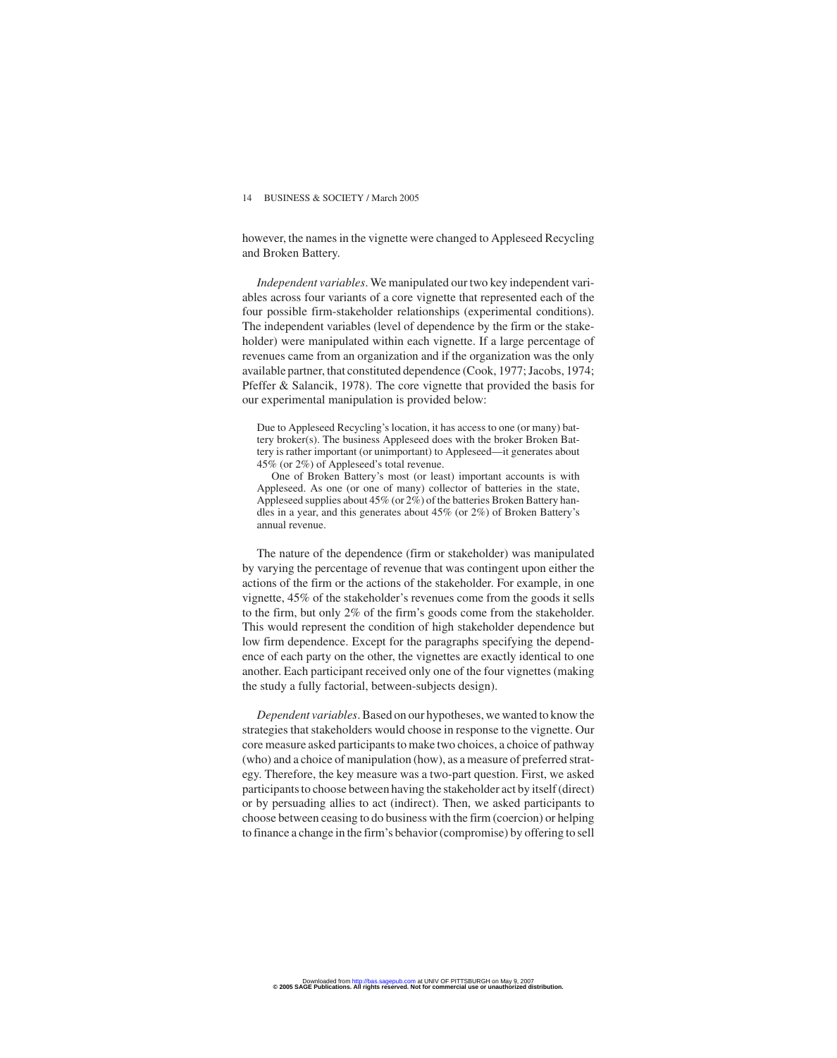however, the names in the vignette were changed to Appleseed Recycling and Broken Battery.

*Independent variables*. We manipulated our two key independent variables across four variants of a core vignette that represented each of the four possible firm-stakeholder relationships (experimental conditions). The independent variables (level of dependence by the firm or the stakeholder) were manipulated within each vignette. If a large percentage of revenues came from an organization and if the organization was the only available partner, that constituted dependence (Cook, 1977; Jacobs, 1974; Pfeffer & Salancik, 1978). The core vignette that provided the basis for our experimental manipulation is provided below:

> Due to Appleseed Recycling's location, it has access to one (or many) battery broker(s). The business Appleseed does with the broker Broken Battery is rather important (or unimportant) to Appleseed—it generates about 45% (or 2%) of Appleseed's total revenue.
>
> One of Broken Battery's most (or least) important accounts is with Appleseed. As one (or one of many) collector of batteries in the state, Appleseed supplies about 45% (or 2%) of the batteries Broken Battery handles in a year, and this generates about 45% (or 2%) of Broken Battery's annual revenue.

The nature of the dependence (firm or stakeholder) was manipulated by varying the percentage of revenue that was contingent upon either the actions of the firm or the actions of the stakeholder. For example, in one vignette, 45% of the stakeholder's revenues come from the goods it sells to the firm, but only 2% of the firm's goods come from the stakeholder. This would represent the condition of high stakeholder dependence but low firm dependence. Except for the paragraphs specifying the dependence of each party on the other, the vignettes are exactly identical to one another. Each participant received only one of the four vignettes (making the study a fully factorial, between-subjects design).

*Dependent variables*. Based on our hypotheses, we wanted to know the strategies that stakeholders would choose in response to the vignette. Our core measure asked participants to make two choices, a choice of pathway (who) and a choice of manipulation (how), as a measure of preferred strategy. Therefore, the key measure was a two-part question. First, we asked participants to choose between having the stakeholder act by itself (direct) or by persuading allies to act (indirect). Then, we asked participants to choose between ceasing to do business with the firm (coercion) or helping to finance a change in the firm's behavior (compromise) by offering to sell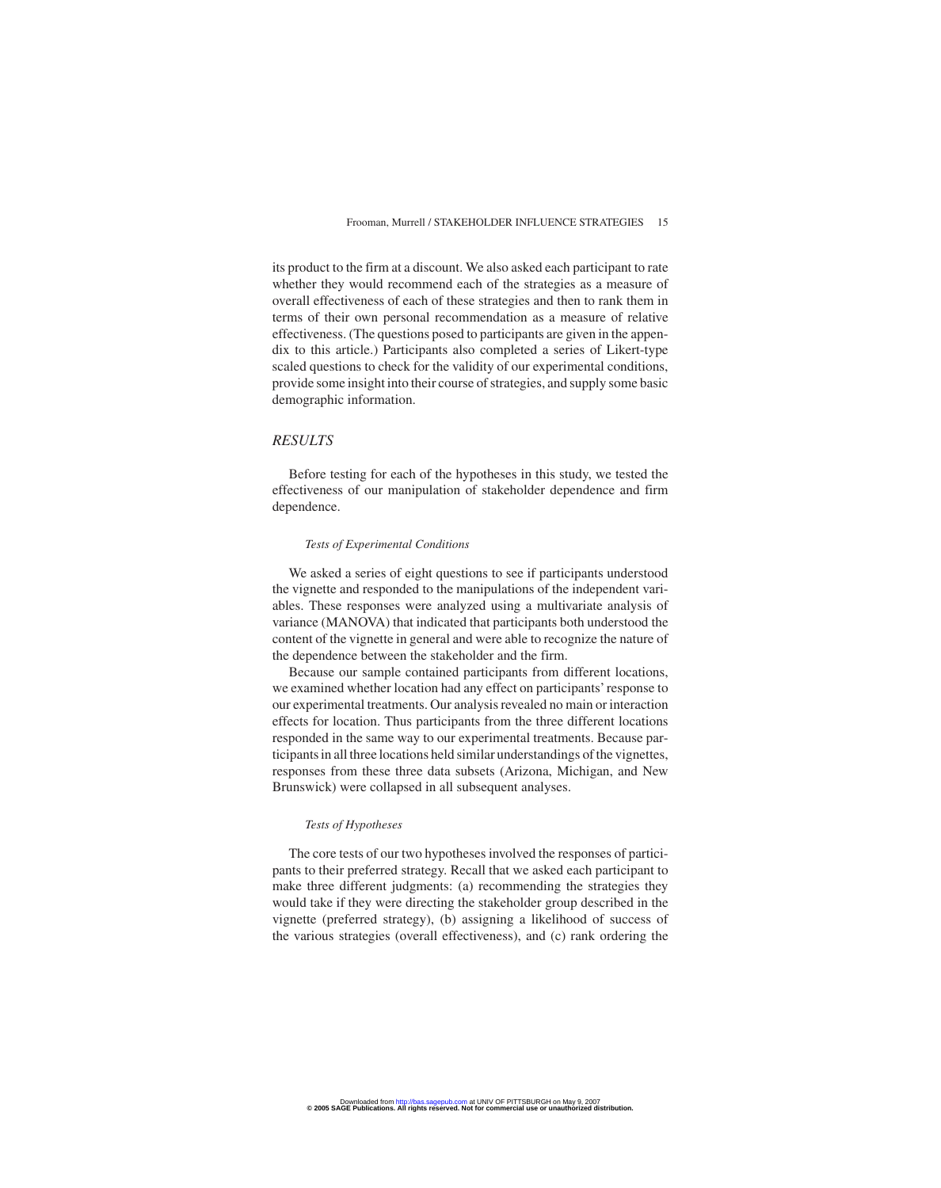its product to the firm at a discount. We also asked each participant to rate whether they would recommend each of the strategies as a measure of overall effectiveness of each of these strategies and then to rank them in terms of their own personal recommendation as a measure of relative effectiveness. (The questions posed to participants are given in the appendix to this article.) Participants also completed a series of Likert-type scaled questions to check for the validity of our experimental conditions, provide some insight into their course of strategies, and supply some basic demographic information.

## *RESULTS*

Before testing for each of the hypotheses in this study, we tested the effectiveness of our manipulation of stakeholder dependence and firm dependence.

### *Tests of Experimental Conditions*

We asked a series of eight questions to see if participants understood the vignette and responded to the manipulations of the independent variables. These responses were analyzed using a multivariate analysis of variance (MANOVA) that indicated that participants both understood the content of the vignette in general and were able to recognize the nature of the dependence between the stakeholder and the firm.

Because our sample contained participants from different locations, we examined whether location had any effect on participants' response to our experimental treatments. Our analysis revealed no main or interaction effects for location. Thus participants from the three different locations responded in the same way to our experimental treatments. Because participants in all three locations held similar understandings of the vignettes, responses from these three data subsets (Arizona, Michigan, and New Brunswick) were collapsed in all subsequent analyses.

### *Tests of Hypotheses*

The core tests of our two hypotheses involved the responses of participants to their preferred strategy. Recall that we asked each participant to make three different judgments: (a) recommending the strategies they would take if they were directing the stakeholder group described in the vignette (preferred strategy), (b) assigning a likelihood of success of the various strategies (overall effectiveness), and (c) rank ordering the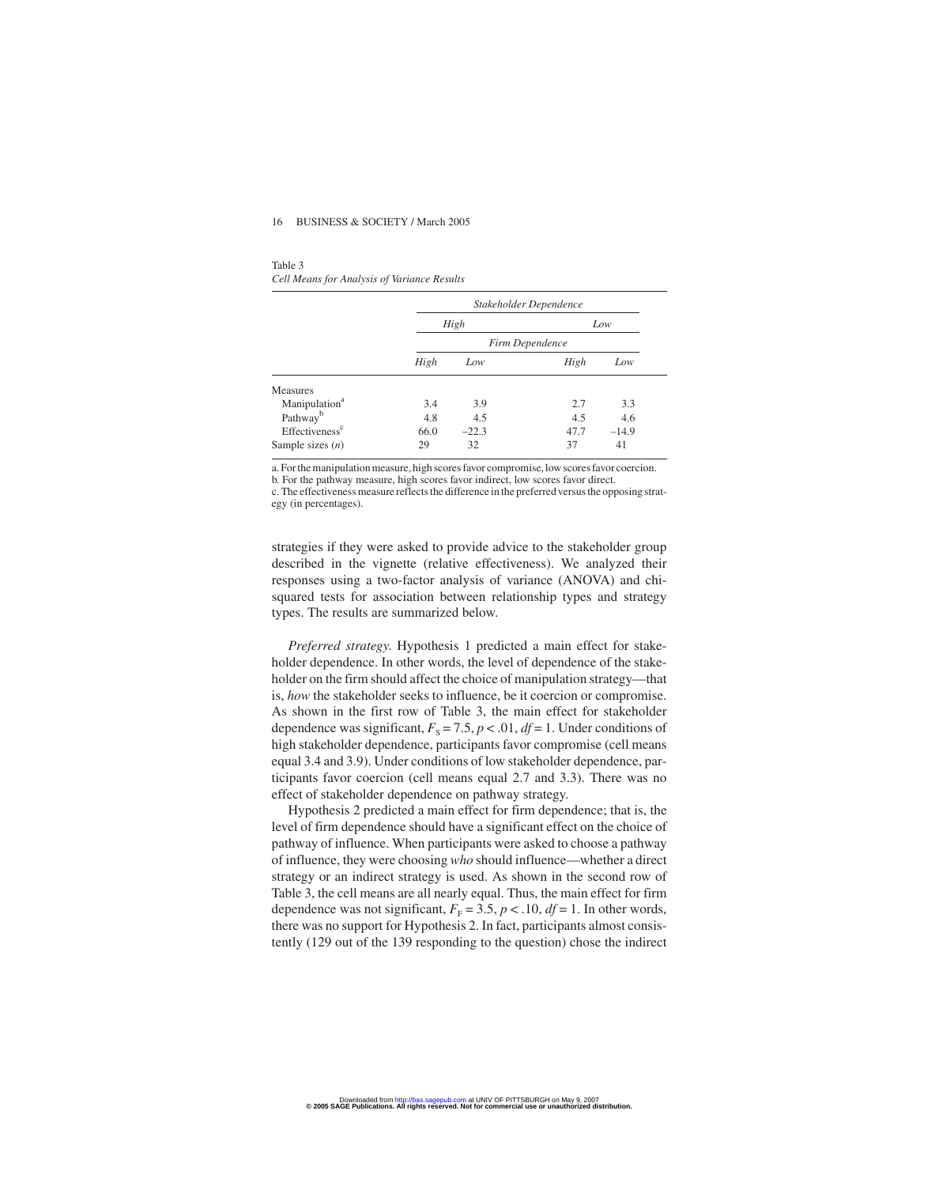Table 3
*Cell Means for Analysis of Variance Results*

| | *Stakeholder Dependence* | | | |
|---|---|---|---|---|
| | *High* | | *Low* | |
| | *Firm Dependence* | | | |
| | *High* | *Low* | *High* | *Low* |
| Measures | | | | |
| Manipulation[a] | 3.4 | 3.9 | 2.7 | 3.3 |
| Pathway[b] | 4.8 | 4.5 | 4.5 | 4.6 |
| Effectiveness[c] | 66.0 | –22.3 | 47.7 | –14.9 |
| Sample sizes (*n*) | 29 | 32 | 37 | 41 |

a. For the manipulation measure, high scores favor compromise, low scores favor coercion.
b. For the pathway measure, high scores favor indirect, low scores favor direct.
c. The effectiveness measure reflects the difference in the preferred versus the opposing strategy (in percentages).

strategies if they were asked to provide advice to the stakeholder group described in the vignette (relative effectiveness). We analyzed their responses using a two-factor analysis of variance (ANOVA) and chi-squared tests for association between relationship types and strategy types. The results are summarized below.

*Preferred strategy.* Hypothesis 1 predicted a main effect for stakeholder dependence. In other words, the level of dependence of the stakeholder on the firm should affect the choice of manipulation strategy—that is, *how* the stakeholder seeks to influence, be it coercion or compromise. As shown in the first row of Table 3, the main effect for stakeholder dependence was significant, $F_S = 7.5$, $p < .01$, $df = 1$. Under conditions of high stakeholder dependence, participants favor compromise (cell means equal 3.4 and 3.9). Under conditions of low stakeholder dependence, participants favor coercion (cell means equal 2.7 and 3.3). There was no effect of stakeholder dependence on pathway strategy.

Hypothesis 2 predicted a main effect for firm dependence; that is, the level of firm dependence should have a significant effect on the choice of pathway of influence. When participants were asked to choose a pathway of influence, they were choosing *who* should influence—whether a direct strategy or an indirect strategy is used. As shown in the second row of Table 3, the cell means are all nearly equal. Thus, the main effect for firm dependence was not significant, $F_F = 3.5$, $p < .10$, $df = 1$. In other words, there was no support for Hypothesis 2. In fact, participants almost consistently (129 out of the 139 responding to the question) chose the indirect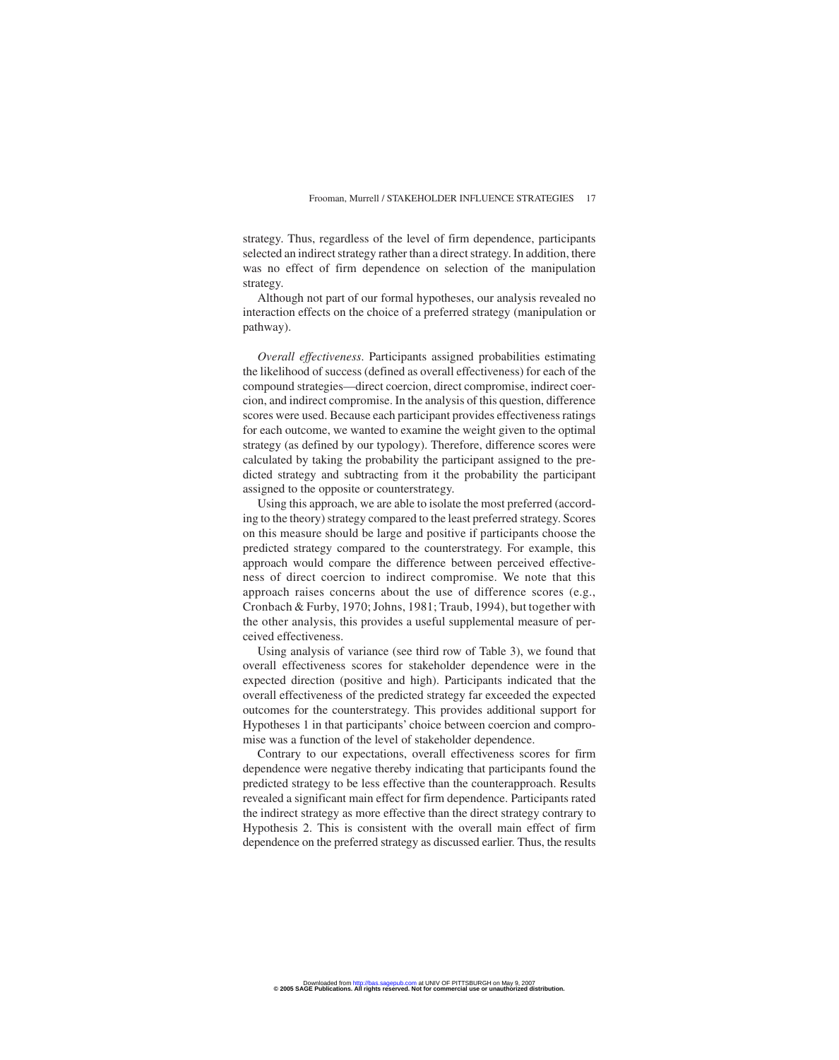strategy. Thus, regardless of the level of firm dependence, participants selected an indirect strategy rather than a direct strategy. In addition, there was no effect of firm dependence on selection of the manipulation strategy.

Although not part of our formal hypotheses, our analysis revealed no interaction effects on the choice of a preferred strategy (manipulation or pathway).

*Overall effectiveness.* Participants assigned probabilities estimating the likelihood of success (defined as overall effectiveness) for each of the compound strategies—direct coercion, direct compromise, indirect coercion, and indirect compromise. In the analysis of this question, difference scores were used. Because each participant provides effectiveness ratings for each outcome, we wanted to examine the weight given to the optimal strategy (as defined by our typology). Therefore, difference scores were calculated by taking the probability the participant assigned to the predicted strategy and subtracting from it the probability the participant assigned to the opposite or counterstrategy.

Using this approach, we are able to isolate the most preferred (according to the theory) strategy compared to the least preferred strategy. Scores on this measure should be large and positive if participants choose the predicted strategy compared to the counterstrategy. For example, this approach would compare the difference between perceived effectiveness of direct coercion to indirect compromise. We note that this approach raises concerns about the use of difference scores (e.g., Cronbach & Furby, 1970; Johns, 1981; Traub, 1994), but together with the other analysis, this provides a useful supplemental measure of perceived effectiveness.

Using analysis of variance (see third row of Table 3), we found that overall effectiveness scores for stakeholder dependence were in the expected direction (positive and high). Participants indicated that the overall effectiveness of the predicted strategy far exceeded the expected outcomes for the counterstrategy. This provides additional support for Hypotheses 1 in that participants' choice between coercion and compromise was a function of the level of stakeholder dependence.

Contrary to our expectations, overall effectiveness scores for firm dependence were negative thereby indicating that participants found the predicted strategy to be less effective than the counterapproach. Results revealed a significant main effect for firm dependence. Participants rated the indirect strategy as more effective than the direct strategy contrary to Hypothesis 2. This is consistent with the overall main effect of firm dependence on the preferred strategy as discussed earlier. Thus, the results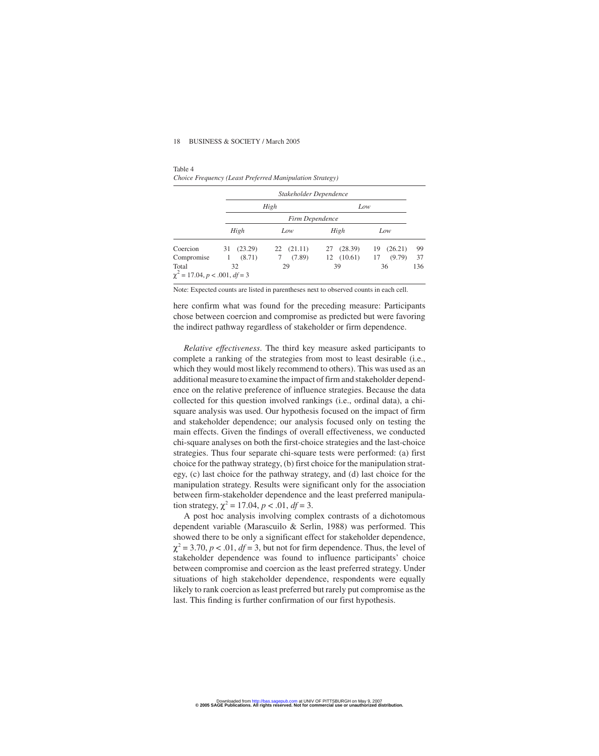Table 4
*Choice Frequency (Least Preferred Manipulation Strategy)*

| | *Stakeholder Dependence* | | | | |
|---|---|---|---|---|---|
| | *High* | | *Low* | | |
| | *Firm Dependence* | | | | |
| | *High* | *Low* | *High* | *Low* | |
| Coercion | 31 (23.29) | 22 (21.11) | 27 (28.39) | 19 (26.21) | 99 |
| Compromise | 1 (8.71) | 7 (7.89) | 12 (10.61) | 17 (9.79) | 37 |
| Total | 32 | 29 | 39 | 36 | 136 |
| $\chi^2 = 17.04$, $p < .001$, $df = 3$ | | | | | |

Note: Expected counts are listed in parentheses next to observed counts in each cell.

here confirm what was found for the preceding measure: Participants chose between coercion and compromise as predicted but were favoring the indirect pathway regardless of stakeholder or firm dependence.

*Relative effectiveness.* The third key measure asked participants to complete a ranking of the strategies from most to least desirable (i.e., which they would most likely recommend to others). This was used as an additional measure to examine the impact of firm and stakeholder dependence on the relative preference of influence strategies. Because the data collected for this question involved rankings (i.e., ordinal data), a chi-square analysis was used. Our hypothesis focused on the impact of firm and stakeholder dependence; our analysis focused only on testing the main effects. Given the findings of overall effectiveness, we conducted chi-square analyses on both the first-choice strategies and the last-choice strategies. Thus four separate chi-square tests were performed: (a) first choice for the pathway strategy, (b) first choice for the manipulation strategy, (c) last choice for the pathway strategy, and (d) last choice for the manipulation strategy. Results were significant only for the association between firm-stakeholder dependence and the least preferred manipulation strategy, $\chi^2 = 17.04$, $p < .01$, $df = 3$.

A post hoc analysis involving complex contrasts of a dichotomous dependent variable (Marascuilo & Serlin, 1988) was performed. This showed there to be only a significant effect for stakeholder dependence, $\chi^2 = 3.70$, $p < .01$, $df = 3$, but not for firm dependence. Thus, the level of stakeholder dependence was found to influence participants' choice between compromise and coercion as the least preferred strategy. Under situations of high stakeholder dependence, respondents were equally likely to rank coercion as least preferred but rarely put compromise as the last. This finding is further confirmation of our first hypothesis.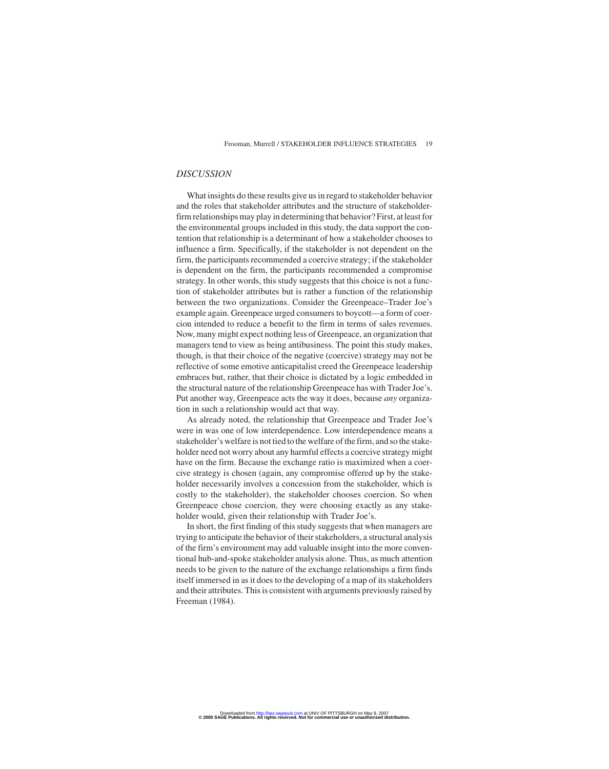## *DISCUSSION*

What insights do these results give us in regard to stakeholder behavior and the roles that stakeholder attributes and the structure of stakeholder-firm relationships may play in determining that behavior? First, at least for the environmental groups included in this study, the data support the contention that relationship is a determinant of how a stakeholder chooses to influence a firm. Specifically, if the stakeholder is not dependent on the firm, the participants recommended a coercive strategy; if the stakeholder is dependent on the firm, the participants recommended a compromise strategy. In other words, this study suggests that this choice is not a function of stakeholder attributes but is rather a function of the relationship between the two organizations. Consider the Greenpeace–Trader Joe's example again. Greenpeace urged consumers to boycott—a form of coercion intended to reduce a benefit to the firm in terms of sales revenues. Now, many might expect nothing less of Greenpeace, an organization that managers tend to view as being antibusiness. The point this study makes, though, is that their choice of the negative (coercive) strategy may not be reflective of some emotive anticapitalist creed the Greenpeace leadership embraces but, rather, that their choice is dictated by a logic embedded in the structural nature of the relationship Greenpeace has with Trader Joe's. Put another way, Greenpeace acts the way it does, because *any* organization in such a relationship would act that way.

As already noted, the relationship that Greenpeace and Trader Joe's were in was one of low interdependence. Low interdependence means a stakeholder's welfare is not tied to the welfare of the firm, and so the stakeholder need not worry about any harmful effects a coercive strategy might have on the firm. Because the exchange ratio is maximized when a coercive strategy is chosen (again, any compromise offered up by the stakeholder necessarily involves a concession from the stakeholder, which is costly to the stakeholder), the stakeholder chooses coercion. So when Greenpeace chose coercion, they were choosing exactly as any stakeholder would, given their relationship with Trader Joe's.

In short, the first finding of this study suggests that when managers are trying to anticipate the behavior of their stakeholders, a structural analysis of the firm's environment may add valuable insight into the more conventional hub-and-spoke stakeholder analysis alone. Thus, as much attention needs to be given to the nature of the exchange relationships a firm finds itself immersed in as it does to the developing of a map of its stakeholders and their attributes. This is consistent with arguments previously raised by Freeman (1984).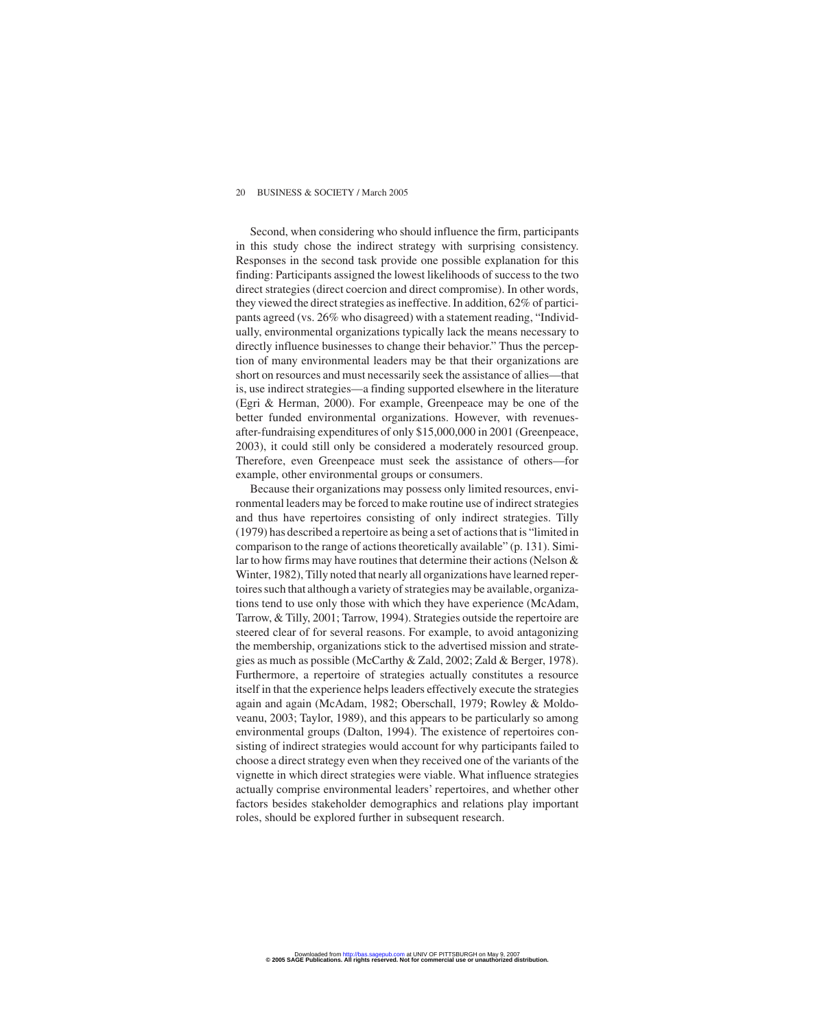Second, when considering who should influence the firm, participants in this study chose the indirect strategy with surprising consistency. Responses in the second task provide one possible explanation for this finding: Participants assigned the lowest likelihoods of success to the two direct strategies (direct coercion and direct compromise). In other words, they viewed the direct strategies as ineffective. In addition, 62% of participants agreed (vs. 26% who disagreed) with a statement reading, "Individually, environmental organizations typically lack the means necessary to directly influence businesses to change their behavior." Thus the perception of many environmental leaders may be that their organizations are short on resources and must necessarily seek the assistance of allies—that is, use indirect strategies—a finding supported elsewhere in the literature (Egri & Herman, 2000). For example, Greenpeace may be one of the better funded environmental organizations. However, with revenues-after-fundraising expenditures of only $15,000,000 in 2001 (Greenpeace, 2003), it could still only be considered a moderately resourced group. Therefore, even Greenpeace must seek the assistance of others—for example, other environmental groups or consumers.

Because their organizations may possess only limited resources, environmental leaders may be forced to make routine use of indirect strategies and thus have repertoires consisting of only indirect strategies. Tilly (1979) has described a repertoire as being a set of actions that is "limited in comparison to the range of actions theoretically available" (p. 131). Similar to how firms may have routines that determine their actions (Nelson & Winter, 1982), Tilly noted that nearly all organizations have learned repertoires such that although a variety of strategies may be available, organizations tend to use only those with which they have experience (McAdam, Tarrow, & Tilly, 2001; Tarrow, 1994). Strategies outside the repertoire are steered clear of for several reasons. For example, to avoid antagonizing the membership, organizations stick to the advertised mission and strategies as much as possible (McCarthy & Zald, 2002; Zald & Berger, 1978). Furthermore, a repertoire of strategies actually constitutes a resource itself in that the experience helps leaders effectively execute the strategies again and again (McAdam, 1982; Oberschall, 1979; Rowley & Moldoveanu, 2003; Taylor, 1989), and this appears to be particularly so among environmental groups (Dalton, 1994). The existence of repertoires consisting of indirect strategies would account for why participants failed to choose a direct strategy even when they received one of the variants of the vignette in which direct strategies were viable. What influence strategies actually comprise environmental leaders' repertoires, and whether other factors besides stakeholder demographics and relations play important roles, should be explored further in subsequent research.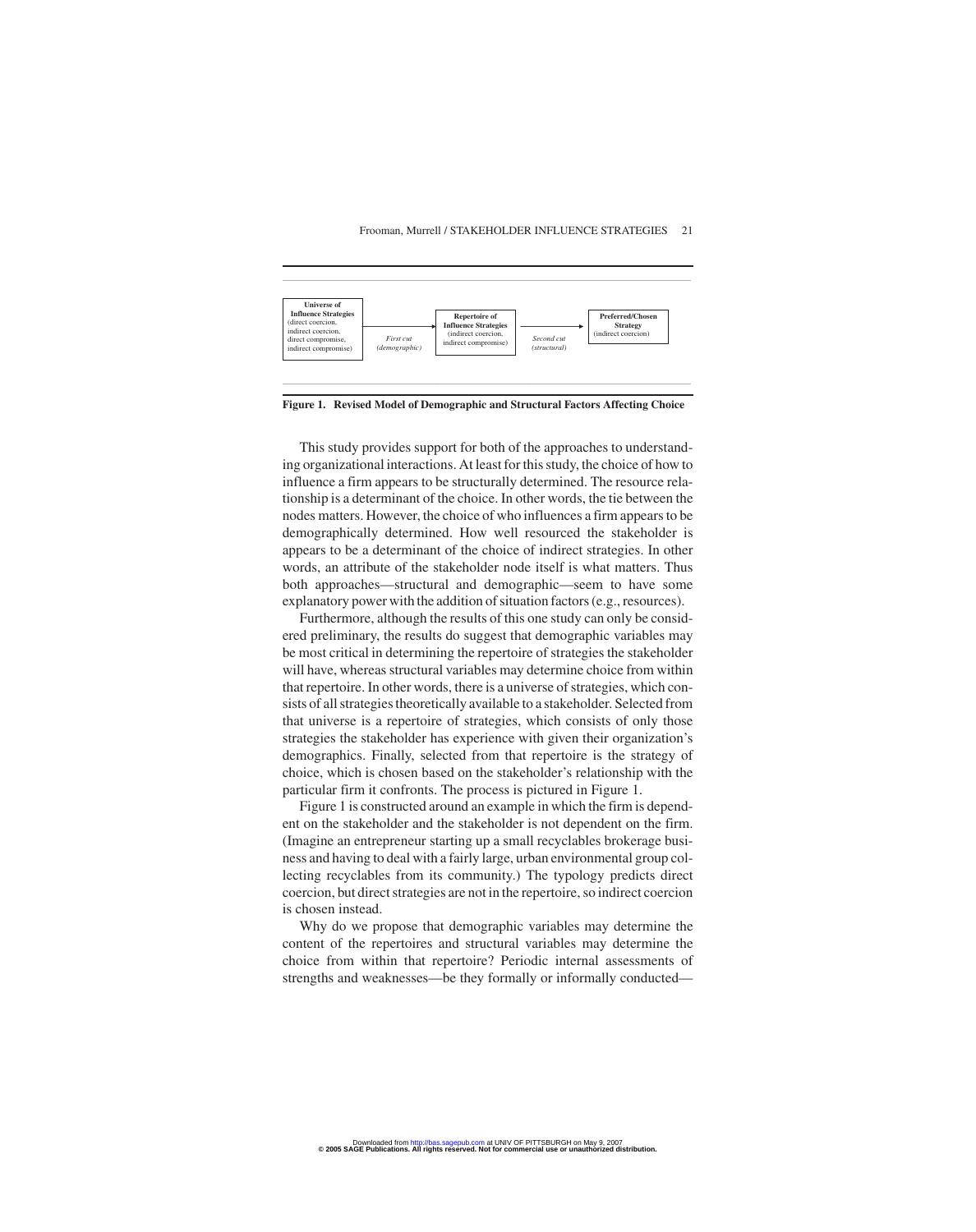Universe of Influence Strategies (direct coercion, indirect coercion, direct compromise, indirect compromise)

First cut (demographic)

Repertoire of Influence Strategies (indirect coercion, indirect compromise)

Second cut (structural)

Preferred/Chosen Strategy (indirect coercion)

**Figure 1. Revised Model of Demographic and Structural Factors Affecting Choice**

This study provides support for both of the approaches to understanding organizational interactions. At least for this study, the choice of how to influence a firm appears to be structurally determined. The resource relationship is a determinant of the choice. In other words, the tie between the nodes matters. However, the choice of who influences a firm appears to be demographically determined. How well resourced the stakeholder is appears to be a determinant of the choice of indirect strategies. In other words, an attribute of the stakeholder node itself is what matters. Thus both approaches—structural and demographic—seem to have some explanatory power with the addition of situation factors (e.g., resources).

Furthermore, although the results of this one study can only be considered preliminary, the results do suggest that demographic variables may be most critical in determining the repertoire of strategies the stakeholder will have, whereas structural variables may determine choice from within that repertoire. In other words, there is a universe of strategies, which consists of all strategies theoretically available to a stakeholder. Selected from that universe is a repertoire of strategies, which consists of only those strategies the stakeholder has experience with given their organization's demographics. Finally, selected from that repertoire is the strategy of choice, which is chosen based on the stakeholder's relationship with the particular firm it confronts. The process is pictured in Figure 1.

Figure 1 is constructed around an example in which the firm is dependent on the stakeholder and the stakeholder is not dependent on the firm. (Imagine an entrepreneur starting up a small recyclables brokerage business and having to deal with a fairly large, urban environmental group collecting recyclables from its community.) The typology predicts direct coercion, but direct strategies are not in the repertoire, so indirect coercion is chosen instead.

Why do we propose that demographic variables may determine the content of the repertoires and structural variables may determine the choice from within that repertoire? Periodic internal assessments of strengths and weaknesses—be they formally or informally conducted—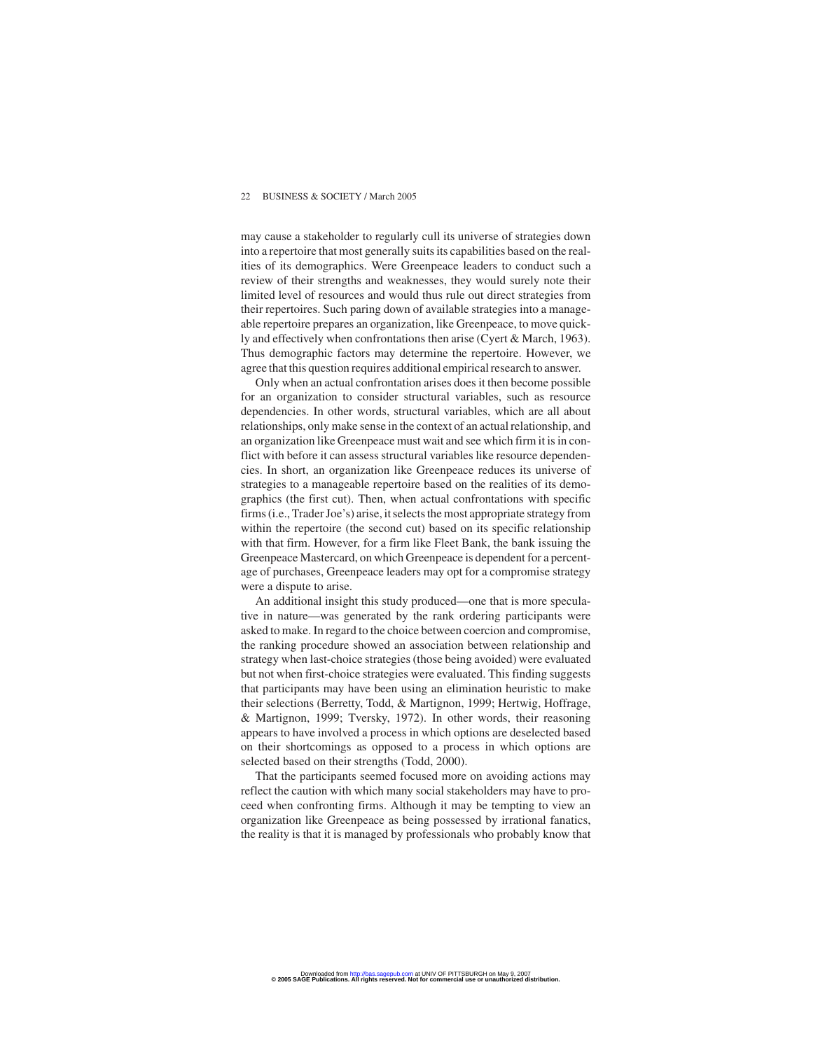may cause a stakeholder to regularly cull its universe of strategies down into a repertoire that most generally suits its capabilities based on the realities of its demographics. Were Greenpeace leaders to conduct such a review of their strengths and weaknesses, they would surely note their limited level of resources and would thus rule out direct strategies from their repertoires. Such paring down of available strategies into a manageable repertoire prepares an organization, like Greenpeace, to move quickly and effectively when confrontations then arise (Cyert & March, 1963). Thus demographic factors may determine the repertoire. However, we agree that this question requires additional empirical research to answer.

Only when an actual confrontation arises does it then become possible for an organization to consider structural variables, such as resource dependencies. In other words, structural variables, which are all about relationships, only make sense in the context of an actual relationship, and an organization like Greenpeace must wait and see which firm it is in conflict with before it can assess structural variables like resource dependencies. In short, an organization like Greenpeace reduces its universe of strategies to a manageable repertoire based on the realities of its demographics (the first cut). Then, when actual confrontations with specific firms (i.e., Trader Joe's) arise, it selects the most appropriate strategy from within the repertoire (the second cut) based on its specific relationship with that firm. However, for a firm like Fleet Bank, the bank issuing the Greenpeace Mastercard, on which Greenpeace is dependent for a percentage of purchases, Greenpeace leaders may opt for a compromise strategy were a dispute to arise.

An additional insight this study produced—one that is more speculative in nature—was generated by the rank ordering participants were asked to make. In regard to the choice between coercion and compromise, the ranking procedure showed an association between relationship and strategy when last-choice strategies (those being avoided) were evaluated but not when first-choice strategies were evaluated. This finding suggests that participants may have been using an elimination heuristic to make their selections (Berretty, Todd, & Martignon, 1999; Hertwig, Hoffrage, & Martignon, 1999; Tversky, 1972). In other words, their reasoning appears to have involved a process in which options are deselected based on their shortcomings as opposed to a process in which options are selected based on their strengths (Todd, 2000).

That the participants seemed focused more on avoiding actions may reflect the caution with which many social stakeholders may have to proceed when confronting firms. Although it may be tempting to view an organization like Greenpeace as being possessed by irrational fanatics, the reality is that it is managed by professionals who probably know that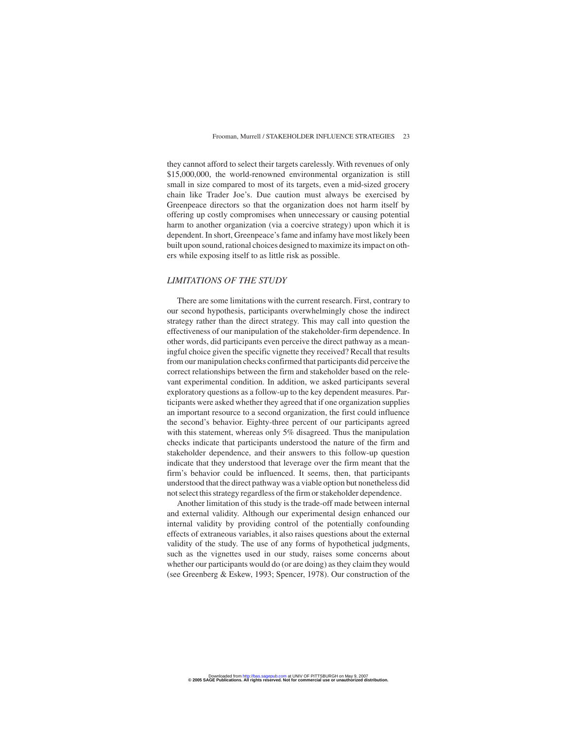they cannot afford to select their targets carelessly. With revenues of only $15,000,000, the world-renowned environmental organization is still small in size compared to most of its targets, even a mid-sized grocery chain like Trader Joe's. Due caution must always be exercised by Greenpeace directors so that the organization does not harm itself by offering up costly compromises when unnecessary or causing potential harm to another organization (via a coercive strategy) upon which it is dependent. In short, Greenpeace's fame and infamy have most likely been built upon sound, rational choices designed to maximize its impact on others while exposing itself to as little risk as possible.

## *LIMITATIONS OF THE STUDY*

There are some limitations with the current research. First, contrary to our second hypothesis, participants overwhelmingly chose the indirect strategy rather than the direct strategy. This may call into question the effectiveness of our manipulation of the stakeholder-firm dependence. In other words, did participants even perceive the direct pathway as a meaningful choice given the specific vignette they received? Recall that results from our manipulation checks confirmed that participants did perceive the correct relationships between the firm and stakeholder based on the relevant experimental condition. In addition, we asked participants several exploratory questions as a follow-up to the key dependent measures. Participants were asked whether they agreed that if one organization supplies an important resource to a second organization, the first could influence the second's behavior. Eighty-three percent of our participants agreed with this statement, whereas only 5% disagreed. Thus the manipulation checks indicate that participants understood the nature of the firm and stakeholder dependence, and their answers to this follow-up question indicate that they understood that leverage over the firm meant that the firm's behavior could be influenced. It seems, then, that participants understood that the direct pathway was a viable option but nonetheless did not select this strategy regardless of the firm or stakeholder dependence.

Another limitation of this study is the trade-off made between internal and external validity. Although our experimental design enhanced our internal validity by providing control of the potentially confounding effects of extraneous variables, it also raises questions about the external validity of the study. The use of any forms of hypothetical judgments, such as the vignettes used in our study, raises some concerns about whether our participants would do (or are doing) as they claim they would (see Greenberg & Eskew, 1993; Spencer, 1978). Our construction of the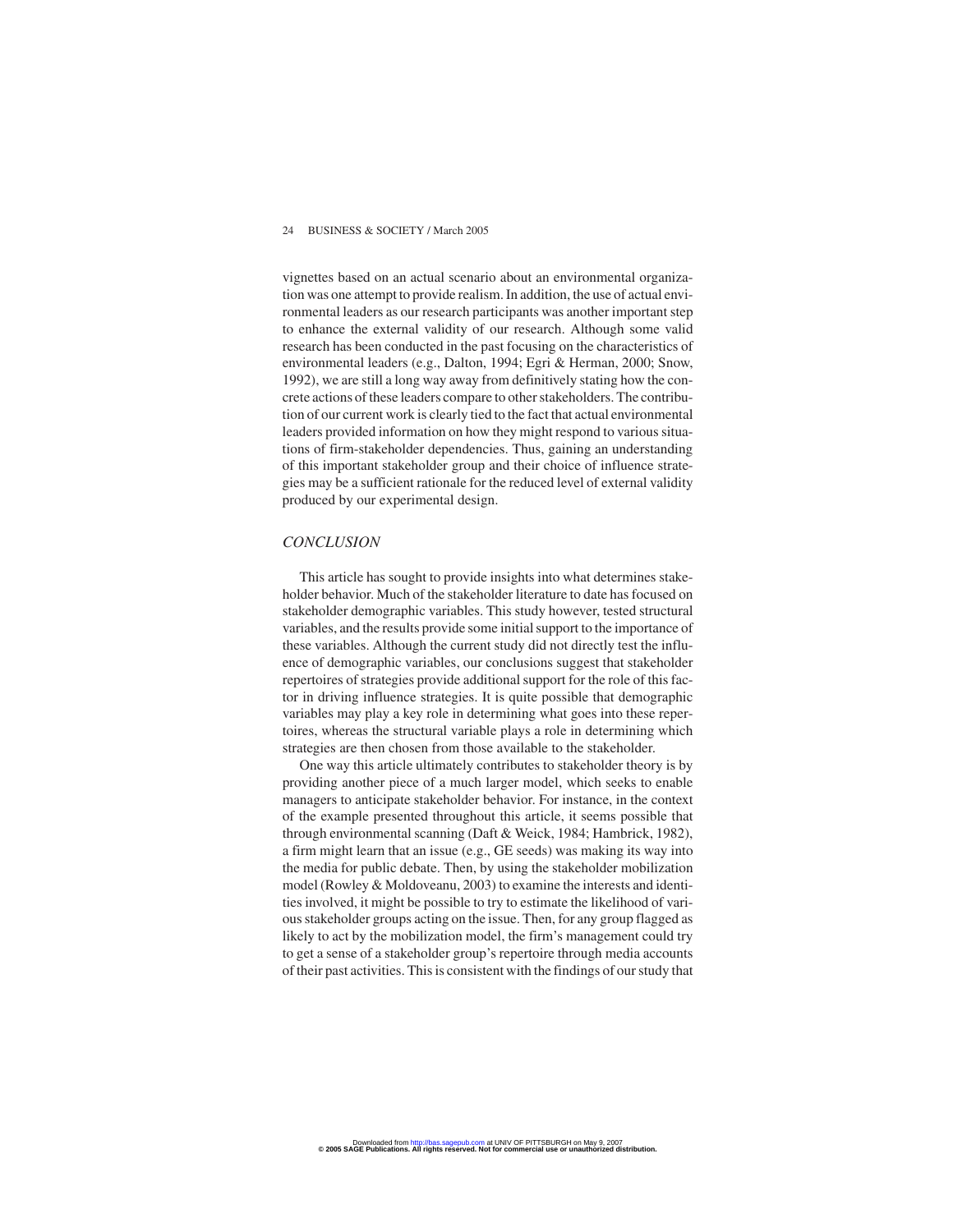vignettes based on an actual scenario about an environmental organization was one attempt to provide realism. In addition, the use of actual environmental leaders as our research participants was another important step to enhance the external validity of our research. Although some valid research has been conducted in the past focusing on the characteristics of environmental leaders (e.g., Dalton, 1994; Egri & Herman, 2000; Snow, 1992), we are still a long way away from definitively stating how the concrete actions of these leaders compare to other stakeholders. The contribution of our current work is clearly tied to the fact that actual environmental leaders provided information on how they might respond to various situations of firm-stakeholder dependencies. Thus, gaining an understanding of this important stakeholder group and their choice of influence strategies may be a sufficient rationale for the reduced level of external validity produced by our experimental design.

## *CONCLUSION*

This article has sought to provide insights into what determines stakeholder behavior. Much of the stakeholder literature to date has focused on stakeholder demographic variables. This study however, tested structural variables, and the results provide some initial support to the importance of these variables. Although the current study did not directly test the influence of demographic variables, our conclusions suggest that stakeholder repertoires of strategies provide additional support for the role of this factor in driving influence strategies. It is quite possible that demographic variables may play a key role in determining what goes into these repertoires, whereas the structural variable plays a role in determining which strategies are then chosen from those available to the stakeholder.

One way this article ultimately contributes to stakeholder theory is by providing another piece of a much larger model, which seeks to enable managers to anticipate stakeholder behavior. For instance, in the context of the example presented throughout this article, it seems possible that through environmental scanning (Daft & Weick, 1984; Hambrick, 1982), a firm might learn that an issue (e.g., GE seeds) was making its way into the media for public debate. Then, by using the stakeholder mobilization model (Rowley & Moldoveanu, 2003) to examine the interests and identities involved, it might be possible to try to estimate the likelihood of various stakeholder groups acting on the issue. Then, for any group flagged as likely to act by the mobilization model, the firm's management could try to get a sense of a stakeholder group's repertoire through media accounts of their past activities. This is consistent with the findings of our study that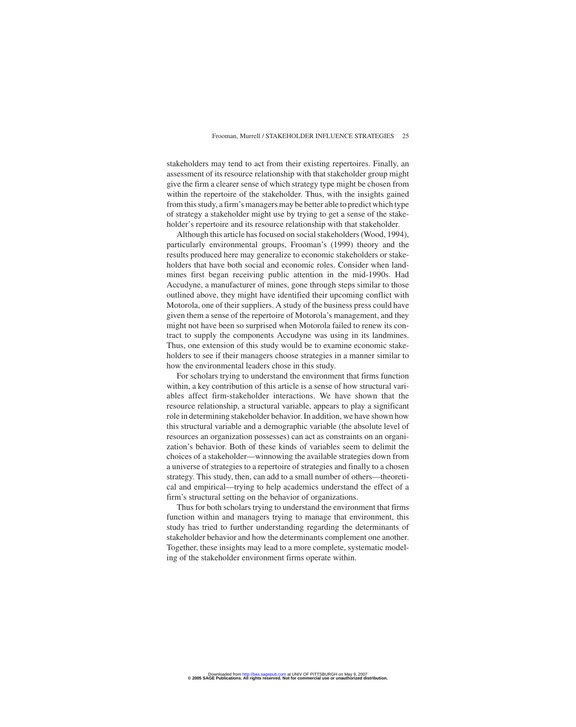stakeholders may tend to act from their existing repertoires. Finally, an assessment of its resource relationship with that stakeholder group might give the firm a clearer sense of which strategy type might be chosen from within the repertoire of the stakeholder. Thus, with the insights gained from this study, a firm's managers may be better able to predict which type of strategy a stakeholder might use by trying to get a sense of the stakeholder's repertoire and its resource relationship with that stakeholder.

Although this article has focused on social stakeholders (Wood, 1994), particularly environmental groups, Frooman's (1999) theory and the results produced here may generalize to economic stakeholders or stakeholders that have both social and economic roles. Consider when landmines first began receiving public attention in the mid-1990s. Had Accudyne, a manufacturer of mines, gone through steps similar to those outlined above, they might have identified their upcoming conflict with Motorola, one of their suppliers. A study of the business press could have given them a sense of the repertoire of Motorola's management, and they might not have been so surprised when Motorola failed to renew its contract to supply the components Accudyne was using in its landmines. Thus, one extension of this study would be to examine economic stakeholders to see if their managers choose strategies in a manner similar to how the environmental leaders chose in this study.

For scholars trying to understand the environment that firms function within, a key contribution of this article is a sense of how structural variables affect firm-stakeholder interactions. We have shown that the resource relationship, a structural variable, appears to play a significant role in determining stakeholder behavior. In addition, we have shown how this structural variable and a demographic variable (the absolute level of resources an organization possesses) can act as constraints on an organization's behavior. Both of these kinds of variables seem to delimit the choices of a stakeholder—winnowing the available strategies down from a universe of strategies to a repertoire of strategies and finally to a chosen strategy. This study, then, can add to a small number of others—theoretical and empirical—trying to help academics understand the effect of a firm's structural setting on the behavior of organizations.

Thus for both scholars trying to understand the environment that firms function within and managers trying to manage that environment, this study has tried to further understanding regarding the determinants of stakeholder behavior and how the determinants complement one another. Together, these insights may lead to a more complete, systematic modeling of the stakeholder environment firms operate within.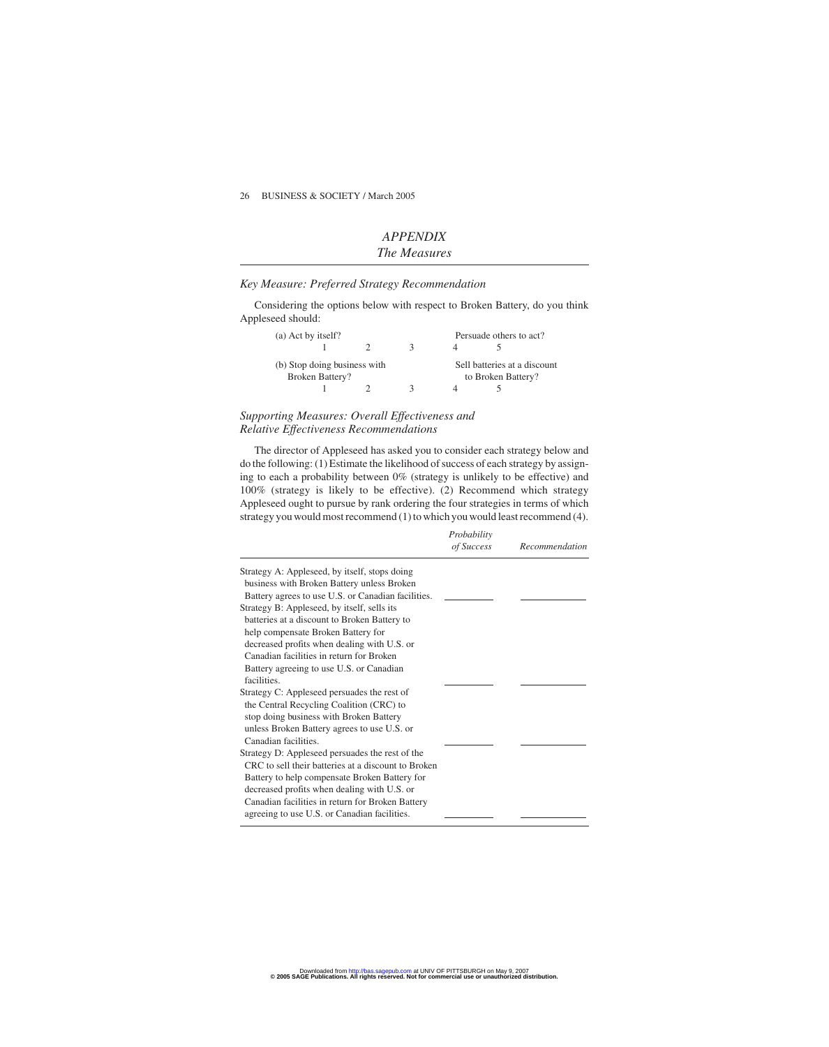## *APPENDIX*
## *The Measures*

### *Key Measure: Preferred Strategy Recommendation*

Considering the options below with respect to Broken Battery, do you think Appleseed should:

| (a) Act by itself? | | | | Persuade others to act? |
|---|---|---|---|---|
| 1 | 2 | 3 | 4 | 5 |

| (b) Stop doing business with Broken Battery? | | | | Sell batteries at a discount to Broken Battery? |
|---|---|---|---|---|
| 1 | 2 | 3 | 4 | 5 |

### *Supporting Measures: Overall Effectiveness and Relative Effectiveness Recommendations*

The director of Appleseed has asked you to consider each strategy below and do the following: (1) Estimate the likelihood of success of each strategy by assigning to each a probability between 0% (strategy is unlikely to be effective) and 100% (strategy is likely to be effective). (2) Recommend which strategy Appleseed ought to pursue by rank ordering the four strategies in terms of which strategy you would most recommend (1) to which you would least recommend (4).

| | *Probability of Success* | *Recommendation* |
|---|---|---|
| Strategy A: Appleseed, by itself, stops doing business with Broken Battery unless Broken Battery agrees to use U.S. or Canadian facilities. | ________ | ________ |
| Strategy B: Appleseed, by itself, sells its batteries at a discount to Broken Battery to help compensate Broken Battery for decreased profits when dealing with U.S. or Canadian facilities in return for Broken Battery agreeing to use U.S. or Canadian facilities. | ________ | ________ |
| Strategy C: Appleseed persuades the rest of the Central Recycling Coalition (CRC) to stop doing business with Broken Battery unless Broken Battery agrees to use U.S. or Canadian facilities. | ________ | ________ |
| Strategy D: Appleseed persuades the rest of the CRC to sell their batteries at a discount to Broken Battery to help compensate Broken Battery for decreased profits when dealing with U.S. or Canadian facilities in return for Broken Battery agreeing to use U.S. or Canadian facilities. | ________ | ________ |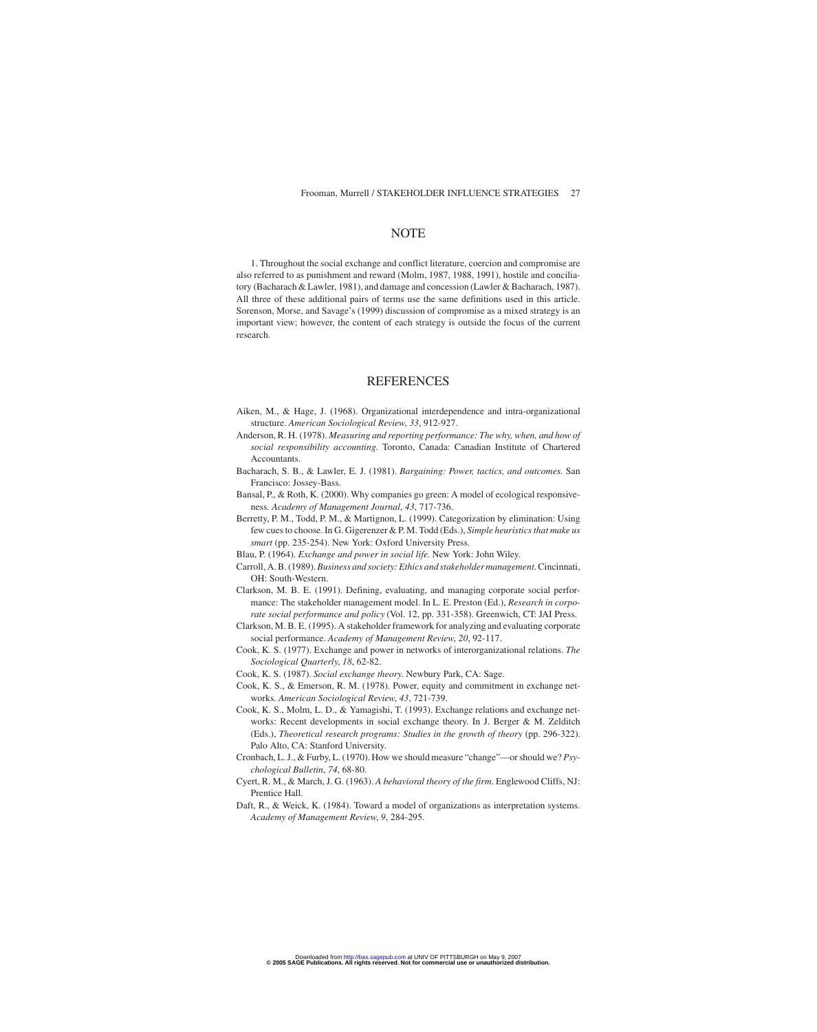## NOTE

1. Throughout the social exchange and conflict literature, coercion and compromise are also referred to as punishment and reward (Molm, 1987, 1988, 1991), hostile and conciliatory (Bacharach & Lawler, 1981), and damage and concession (Lawler & Bacharach, 1987). All three of these additional pairs of terms use the same definitions used in this article. Sorenson, Morse, and Savage's (1999) discussion of compromise as a mixed strategy is an important view; however, the content of each strategy is outside the focus of the current research.

## REFERENCES

Aiken, M., & Hage, J. (1968). Organizational interdependence and intra-organizational structure. *American Sociological Review*, *33*, 912-927.

Anderson, R. H. (1978). *Measuring and reporting performance: The why, when, and how of social responsibility accounting.* Toronto, Canada: Canadian Institute of Chartered Accountants.

Bacharach, S. B., & Lawler, E. J. (1981). *Bargaining: Power, tactics, and outcomes*. San Francisco: Jossey-Bass.

Bansal, P., & Roth, K. (2000). Why companies go green: A model of ecological responsiveness. *Academy of Management Journal*, *43*, 717-736.

Berretty, P. M., Todd, P. M., & Martignon, L. (1999). Categorization by elimination: Using few cues to choose. In G. Gigerenzer & P. M. Todd (Eds.), *Simple heuristics that make us smart* (pp. 235-254). New York: Oxford University Press.

Blau, P. (1964). *Exchange and power in social life.* New York: John Wiley.

Carroll, A. B. (1989). *Business and society: Ethics and stakeholder management*. Cincinnati, OH: South-Western.

Clarkson, M. B. E. (1991). Defining, evaluating, and managing corporate social performance: The stakeholder management model. In L. E. Preston (Ed.), *Research in corporate social performance and policy* (Vol. 12, pp. 331-358). Greenwich, CT: JAI Press.

Clarkson, M. B. E. (1995). A stakeholder framework for analyzing and evaluating corporate social performance. *Academy of Management Review*, *20*, 92-117.

Cook, K. S. (1977). Exchange and power in networks of interorganizational relations. *The Sociological Quarterly*, *18*, 62-82.

Cook, K. S. (1987). *Social exchange theory.* Newbury Park, CA: Sage.

Cook, K. S., & Emerson, R. M. (1978). Power, equity and commitment in exchange networks. *American Sociological Review*, *43*, 721-739.

Cook, K. S., Molm, L. D., & Yamagishi, T. (1993). Exchange relations and exchange networks: Recent developments in social exchange theory. In J. Berger & M. Zelditch (Eds.), *Theoretical research programs: Studies in the growth of theory* (pp. 296-322). Palo Alto, CA: Stanford University.

Cronbach, L. J., & Furby, L. (1970). How we should measure "change"—or should we? *Psychological Bulletin*, *74*, 68-80.

Cyert, R. M., & March, J. G. (1963). *A behavioral theory of the firm*. Englewood Cliffs, NJ: Prentice Hall.

Daft, R., & Weick, K. (1984). Toward a model of organizations as interpretation systems. *Academy of Management Review*, *9*, 284-295.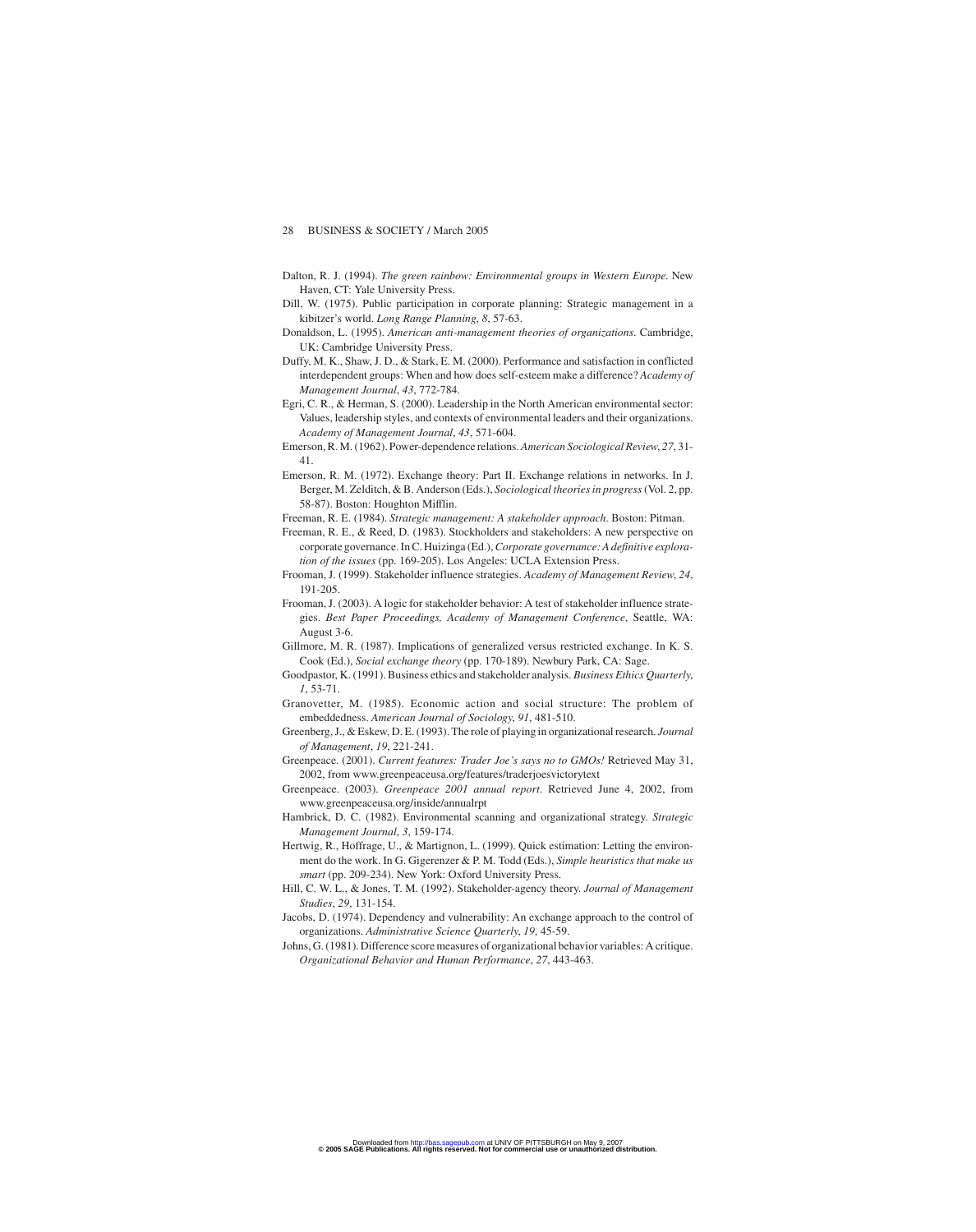Dalton, R. J. (1994). *The green rainbow: Environmental groups in Western Europe*. New Haven, CT: Yale University Press.

Dill, W. (1975). Public participation in corporate planning: Strategic management in a kibitzer's world. *Long Range Planning*, *8*, 57-63.

Donaldson, L. (1995). *American anti-management theories of organizations*. Cambridge, UK: Cambridge University Press.

Duffy, M. K., Shaw, J. D., & Stark, E. M. (2000). Performance and satisfaction in conflicted interdependent groups: When and how does self-esteem make a difference? *Academy of Management Journal*, *43*, 772-784.

Egri, C. R., & Herman, S. (2000). Leadership in the North American environmental sector: Values, leadership styles, and contexts of environmental leaders and their organizations. *Academy of Management Journal*, *43*, 571-604.

Emerson, R. M. (1962). Power-dependence relations. *American Sociological Review*, *27*, 31-41.

Emerson, R. M. (1972). Exchange theory: Part II. Exchange relations in networks. In J. Berger, M. Zelditch, & B. Anderson (Eds.), *Sociological theories in progress* (Vol. 2, pp. 58-87). Boston: Houghton Mifflin.

Freeman, R. E. (1984). *Strategic management: A stakeholder approach*. Boston: Pitman.

Freeman, R. E., & Reed, D. (1983). Stockholders and stakeholders: A new perspective on corporate governance. In C. Huizinga (Ed.), *Corporate governance: A definitive exploration of the issues* (pp. 169-205). Los Angeles: UCLA Extension Press.

Frooman, J. (1999). Stakeholder influence strategies. *Academy of Management Review*, *24*, 191-205.

Frooman, J. (2003). A logic for stakeholder behavior: A test of stakeholder influence strategies. *Best Paper Proceedings, Academy of Management Conference*, Seattle, WA: August 3-6.

Gillmore, M. R. (1987). Implications of generalized versus restricted exchange. In K. S. Cook (Ed.), *Social exchange theory* (pp. 170-189). Newbury Park, CA: Sage.

Goodpastor, K. (1991). Business ethics and stakeholder analysis. *Business Ethics Quarterly*, *1*, 53-71.

Granovetter, M. (1985). Economic action and social structure: The problem of embeddedness. *American Journal of Sociology*, *91*, 481-510.

Greenberg, J., & Eskew, D. E. (1993). The role of playing in organizational research. *Journal of Management*, *19*, 221-241.

Greenpeace. (2001). *Current features: Trader Joe's says no to GMOs!* Retrieved May 31, 2002, from www.greenpeaceusa.org/features/traderjoesvictorytext

Greenpeace. (2003). *Greenpeace 2001 annual report*. Retrieved June 4, 2002, from www.greenpeaceusa.org/inside/annualrpt

Hambrick, D. C. (1982). Environmental scanning and organizational strategy. *Strategic Management Journal*, *3*, 159-174.

Hertwig, R., Hoffrage, U., & Martignon, L. (1999). Quick estimation: Letting the environment do the work. In G. Gigerenzer & P. M. Todd (Eds.), *Simple heuristics that make us smart* (pp. 209-234). New York: Oxford University Press.

Hill, C. W. L., & Jones, T. M. (1992). Stakeholder-agency theory. *Journal of Management Studies*, *29*, 131-154.

Jacobs, D. (1974). Dependency and vulnerability: An exchange approach to the control of organizations. *Administrative Science Quarterly*, *19*, 45-59.

Johns, G. (1981). Difference score measures of organizational behavior variables: A critique. *Organizational Behavior and Human Performance*, *27*, 443-463.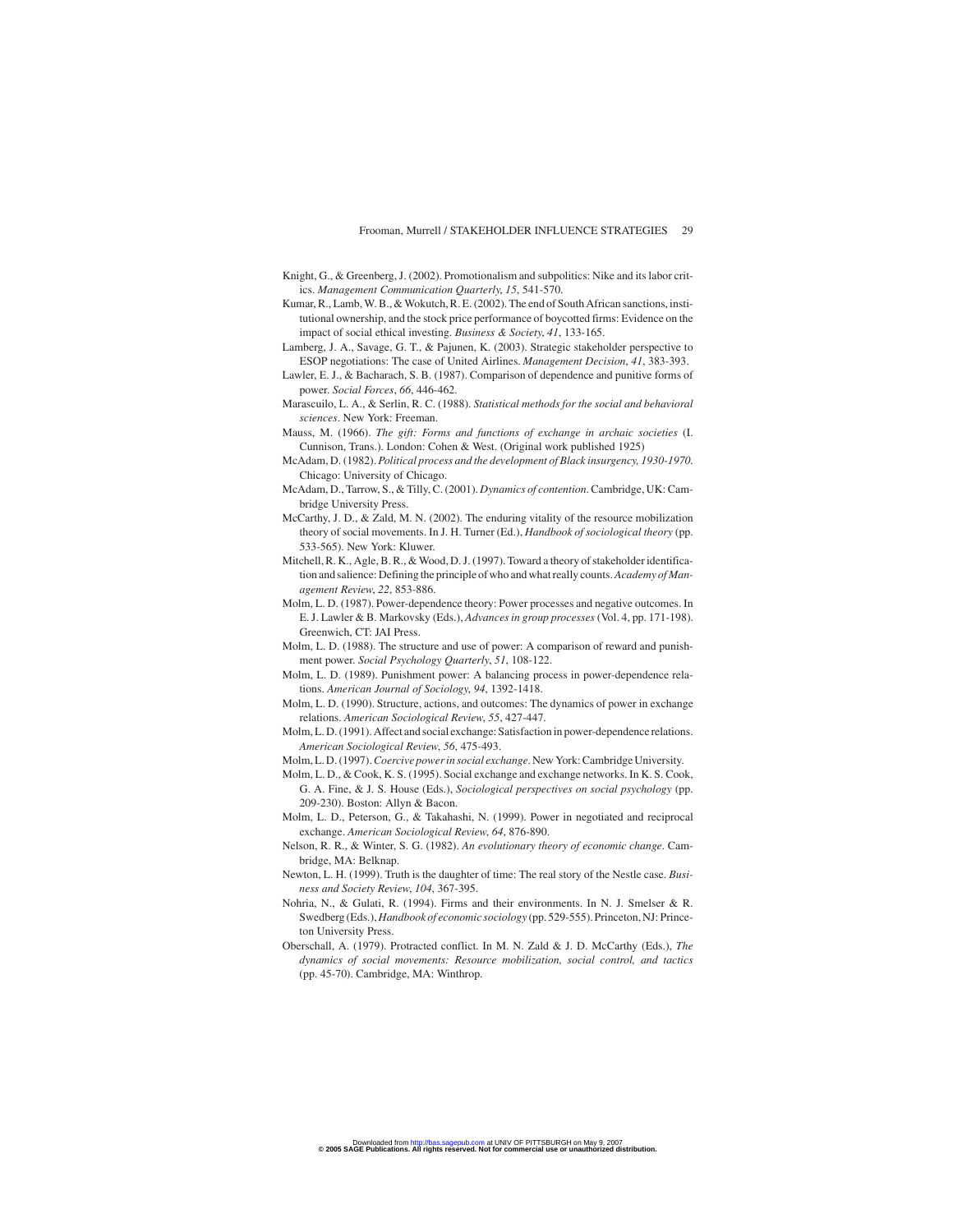Knight, G., & Greenberg, J. (2002). Promotionalism and subpolitics: Nike and its labor critics. *Management Communication Quarterly*, *15*, 541-570.

Kumar, R., Lamb, W. B., & Wokutch, R. E. (2002). The end of South African sanctions, institutional ownership, and the stock price performance of boycotted firms: Evidence on the impact of social ethical investing. *Business & Society*, *41*, 133-165.

Lamberg, J. A., Savage, G. T., & Pajunen, K. (2003). Strategic stakeholder perspective to ESOP negotiations: The case of United Airlines. *Management Decision*, *41*, 383-393.

Lawler, E. J., & Bacharach, S. B. (1987). Comparison of dependence and punitive forms of power. *Social Forces*, *66*, 446-462.

Marascuilo, L. A., & Serlin, R. C. (1988). *Statistical methods for the social and behavioral sciences*. New York: Freeman.

Mauss, M. (1966). *The gift: Forms and functions of exchange in archaic societies* (I. Cunnison, Trans.). London: Cohen & West. (Original work published 1925)

McAdam, D. (1982). *Political process and the development of Black insurgency, 1930-1970*. Chicago: University of Chicago.

McAdam, D., Tarrow, S., & Tilly, C. (2001). *Dynamics of contention*. Cambridge, UK: Cambridge University Press.

McCarthy, J. D., & Zald, M. N. (2002). The enduring vitality of the resource mobilization theory of social movements. In J. H. Turner (Ed.), *Handbook of sociological theory* (pp. 533-565). New York: Kluwer.

Mitchell, R. K., Agle, B. R., & Wood, D. J. (1997). Toward a theory of stakeholder identification and salience: Defining the principle of who and what really counts. *Academy of Management Review*, *22*, 853-886.

Molm, L. D. (1987). Power-dependence theory: Power processes and negative outcomes. In E. J. Lawler & B. Markovsky (Eds.), *Advances in group processes* (Vol. 4, pp. 171-198). Greenwich, CT: JAI Press.

Molm, L. D. (1988). The structure and use of power: A comparison of reward and punishment power. *Social Psychology Quarterly*, *51*, 108-122.

Molm, L. D. (1989). Punishment power: A balancing process in power-dependence relations. *American Journal of Sociology*, *94*, 1392-1418.

Molm, L. D. (1990). Structure, actions, and outcomes: The dynamics of power in exchange relations. *American Sociological Review*, *55*, 427-447.

Molm, L. D. (1991). Affect and social exchange: Satisfaction in power-dependence relations. *American Sociological Review*, *56*, 475-493.

Molm, L. D. (1997). *Coercive power in social exchange*. New York: Cambridge University.

Molm, L. D., & Cook, K. S. (1995). Social exchange and exchange networks. In K. S. Cook, G. A. Fine, & J. S. House (Eds.), *Sociological perspectives on social psychology* (pp. 209-230). Boston: Allyn & Bacon.

Molm, L. D., Peterson, G., & Takahashi, N. (1999). Power in negotiated and reciprocal exchange. *American Sociological Review*, *64*, 876-890.

Nelson, R. R., & Winter, S. G. (1982). *An evolutionary theory of economic change*. Cambridge, MA: Belknap.

Newton, L. H. (1999). Truth is the daughter of time: The real story of the Nestle case. *Business and Society Review*, *104*, 367-395.

Nohria, N., & Gulati, R. (1994). Firms and their environments. In N. J. Smelser & R. Swedberg (Eds.), *Handbook of economic sociology* (pp. 529-555). Princeton, NJ: Princeton University Press.

Oberschall, A. (1979). Protracted conflict. In M. N. Zald & J. D. McCarthy (Eds.), *The dynamics of social movements: Resource mobilization, social control, and tactics* (pp. 45-70). Cambridge, MA: Winthrop.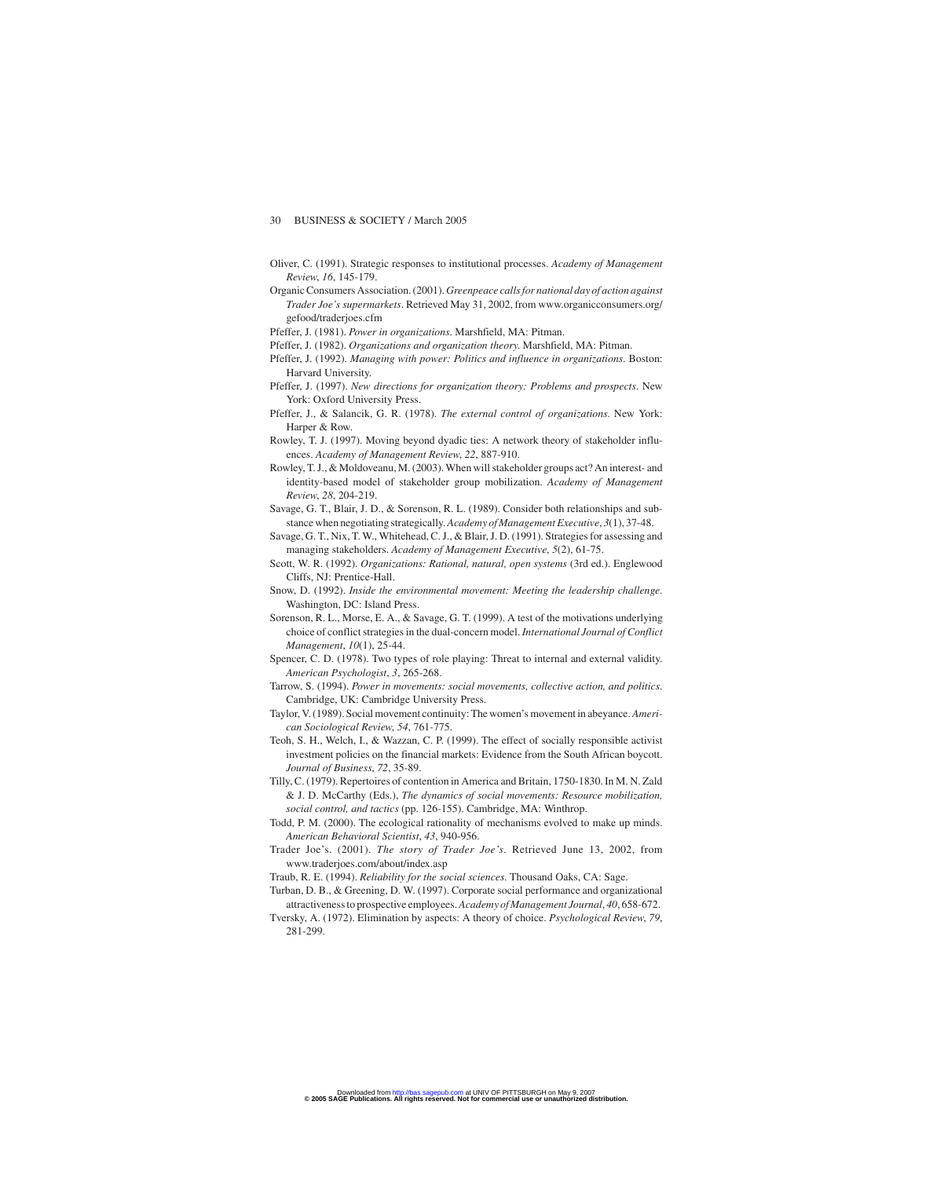Oliver, C. (1991). Strategic responses to institutional processes. *Academy of Management Review*, *16*, 145-179.

Organic Consumers Association. (2001). *Greenpeace calls for national day of action against Trader Joe's supermarkets*. Retrieved May 31, 2002, from www.organicconsumers.org/gefood/traderjoes.cfm

Pfeffer, J. (1981). *Power in organizations*. Marshfield, MA: Pitman.

Pfeffer, J. (1982). *Organizations and organization theory*. Marshfield, MA: Pitman.

Pfeffer, J. (1992). *Managing with power: Politics and influence in organizations*. Boston: Harvard University.

Pfeffer, J. (1997). *New directions for organization theory: Problems and prospects*. New York: Oxford University Press.

Pfeffer, J., & Salancik, G. R. (1978). *The external control of organizations*. New York: Harper & Row.

Rowley, T. J. (1997). Moving beyond dyadic ties: A network theory of stakeholder influences. *Academy of Management Review*, *22*, 887-910.

Rowley, T. J., & Moldoveanu, M. (2003). When will stakeholder groups act? An interest- and identity-based model of stakeholder group mobilization. *Academy of Management Review*, *28*, 204-219.

Savage, G. T., Blair, J. D., & Sorenson, R. L. (1989). Consider both relationships and substance when negotiating strategically. *Academy of Management Executive*, *3*(1), 37-48.

Savage, G. T., Nix, T. W., Whitehead, C. J., & Blair, J. D. (1991). Strategies for assessing and managing stakeholders. *Academy of Management Executive*, *5*(2), 61-75.

Scott, W. R. (1992). *Organizations: Rational, natural, open systems* (3rd ed.). Englewood Cliffs, NJ: Prentice-Hall.

Snow, D. (1992). *Inside the environmental movement: Meeting the leadership challenge*. Washington, DC: Island Press.

Sorenson, R. L., Morse, E. A., & Savage, G. T. (1999). A test of the motivations underlying choice of conflict strategies in the dual-concern model. *International Journal of Conflict Management*, *10*(1), 25-44.

Spencer, C. D. (1978). Two types of role playing: Threat to internal and external validity. *American Psychologist*, *3*, 265-268.

Tarrow, S. (1994). *Power in movements: social movements, collective action, and politics*. Cambridge, UK: Cambridge University Press.

Taylor, V. (1989). Social movement continuity: The women's movement in abeyance. *American Sociological Review*, *54*, 761-775.

Teoh, S. H., Welch, I., & Wazzan, C. P. (1999). The effect of socially responsible activist investment policies on the financial markets: Evidence from the South African boycott. *Journal of Business*, *72*, 35-89.

Tilly, C. (1979). Repertoires of contention in America and Britain, 1750-1830. In M. N. Zald & J. D. McCarthy (Eds.), *The dynamics of social movements: Resource mobilization, social control, and tactics* (pp. 126-155). Cambridge, MA: Winthrop.

Todd, P. M. (2000). The ecological rationality of mechanisms evolved to make up minds. *American Behavioral Scientist*, *43*, 940-956.

Trader Joe's. (2001). *The story of Trader Joe's*. Retrieved June 13, 2002, from www.traderjoes.com/about/index.asp

Traub, R. E. (1994). *Reliability for the social sciences*. Thousand Oaks, CA: Sage.

Turban, D. B., & Greening, D. W. (1997). Corporate social performance and organizational attractiveness to prospective employees. *Academy of Management Journal*, *40*, 658-672.

Tversky, A. (1972). Elimination by aspects: A theory of choice. *Psychological Review*, *79*, 281-299.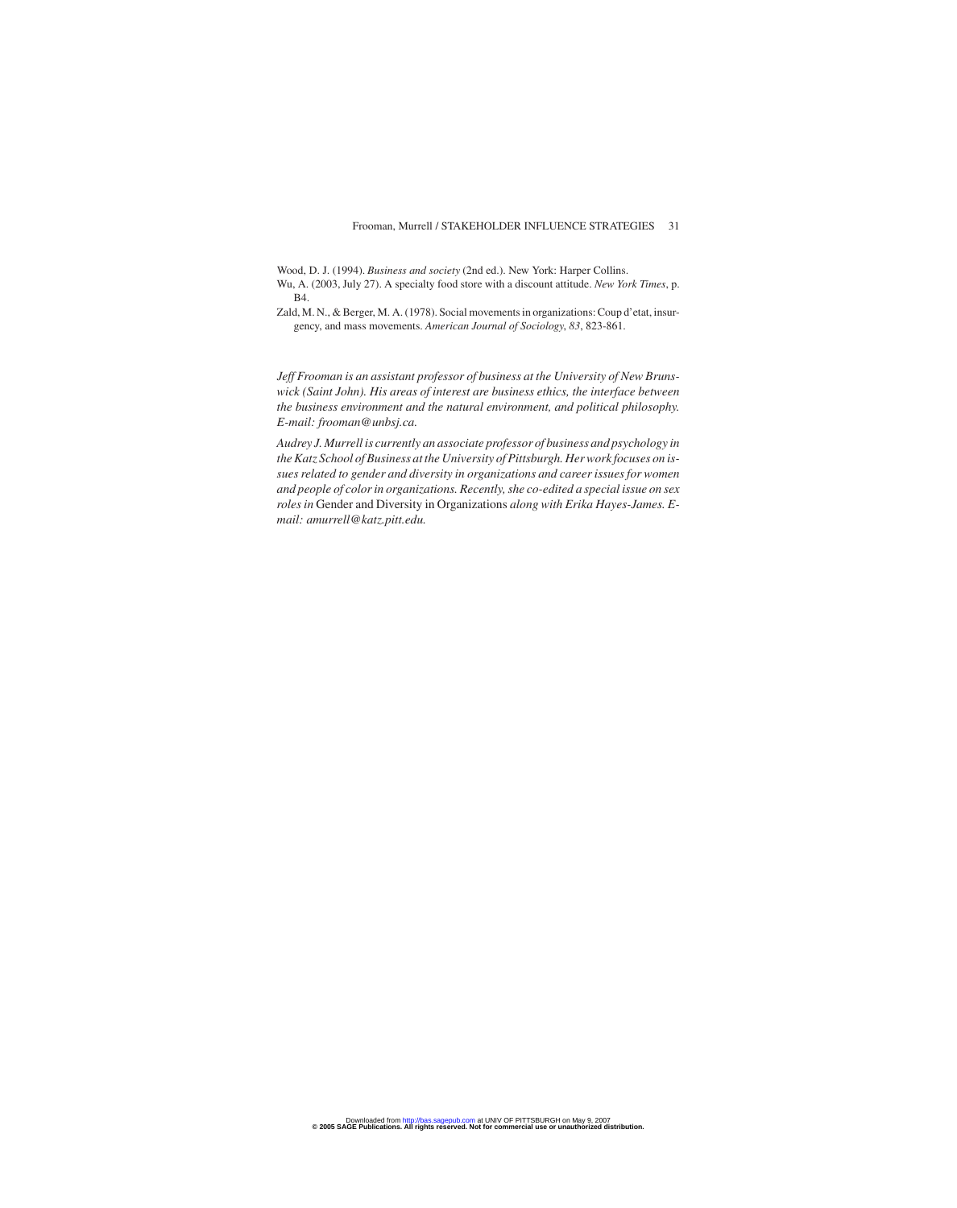Wood, D. J. (1994). *Business and society* (2nd ed.). New York: Harper Collins.

Wu, A. (2003, July 27). A specialty food store with a discount attitude. *New York Times*, p. B4.

Zald, M. N., & Berger, M. A. (1978). Social movements in organizations: Coup d'etat, insurgency, and mass movements. *American Journal of Sociology*, *83*, 823-861.

*Jeff Frooman is an assistant professor of business at the University of New Brunswick (Saint John). His areas of interest are business ethics, the interface between the business environment and the natural environment, and political philosophy. E-mail: frooman@unbsj.ca.*

*Audrey J. Murrell is currently an associate professor of business and psychology in the Katz School of Business at the University of Pittsburgh. Her work focuses on issues related to gender and diversity in organizations and career issues for women and people of color in organizations. Recently, she co-edited a special issue on sex roles in* Gender and Diversity in Organizations *along with Erika Hayes-James. E-mail: amurrell@katz.pitt.edu.*

Downloaded from http://bas.sagepub.com at UNIV OF PITTSBURGH on May 9, 2007
**© 2005 SAGE Publications. All rights reserved. Not for commercial use or unauthorized distribution.**